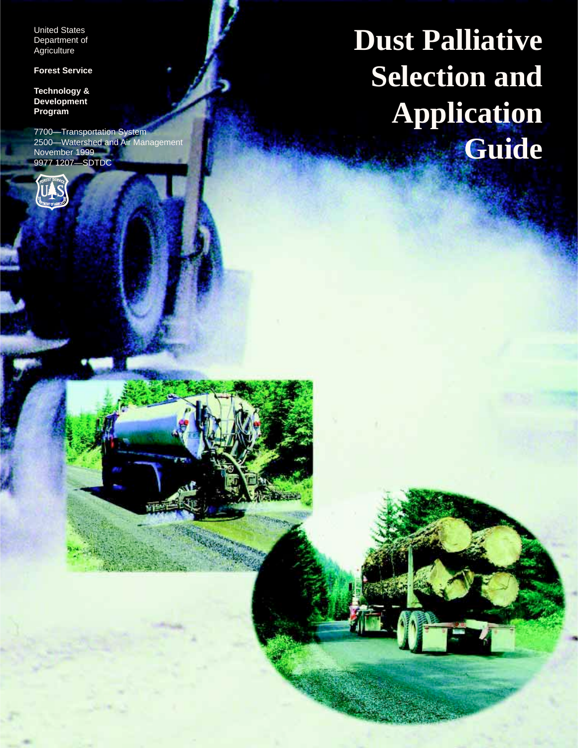United States
Department of
Agriculture

**Forest Service**

**Technology &
Development
Program**

7700—Transportation System
2500—Watershed and Air Management
November 1999
9977 1207—SDTDC

# Dust Palliative Selection and Application Guide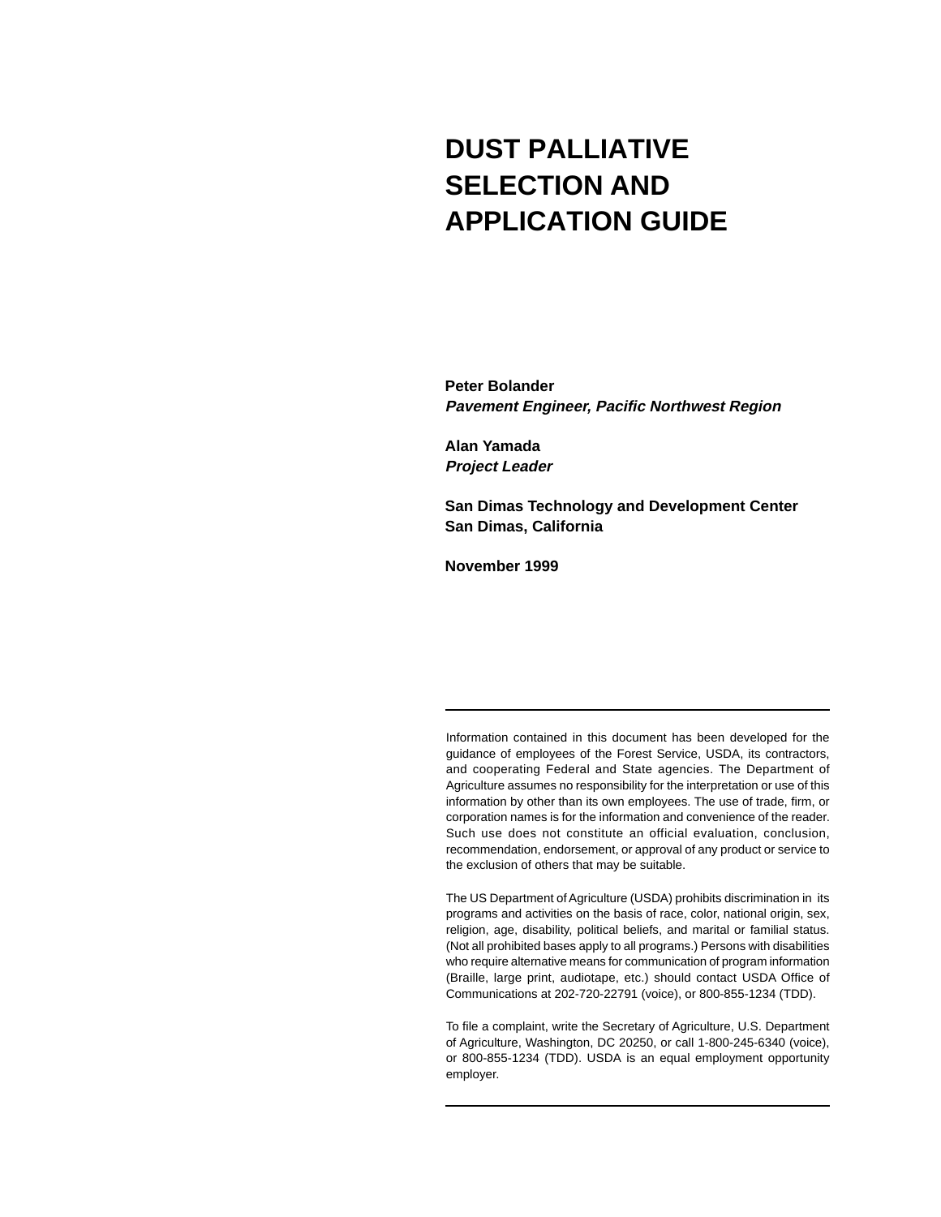# DUST PALLIATIVE SELECTION AND APPLICATION GUIDE

**Peter Bolander**
***Pavement Engineer, Pacific Northwest Region***

**Alan Yamada**
***Project Leader***

**San Dimas Technology and Development Center**
**San Dimas, California**

**November 1999**

---

Information contained in this document has been developed for the guidance of employees of the Forest Service, USDA, its contractors, and cooperating Federal and State agencies. The Department of Agriculture assumes no responsibility for the interpretation or use of this information by other than its own employees. The use of trade, firm, or corporation names is for the information and convenience of the reader. Such use does not constitute an official evaluation, conclusion, recommendation, endorsement, or approval of any product or service to the exclusion of others that may be suitable.

The US Department of Agriculture (USDA) prohibits discrimination in its programs and activities on the basis of race, color, national origin, sex, religion, age, disability, political beliefs, and marital or familial status. (Not all prohibited bases apply to all programs.) Persons with disabilities who require alternative means for communication of program information (Braille, large print, audiotape, etc.) should contact USDA Office of Communications at 202-720-22791 (voice), or 800-855-1234 (TDD).

To file a complaint, write the Secretary of Agriculture, U.S. Department of Agriculture, Washington, DC 20250, or call 1-800-245-6340 (voice), or 800-855-1234 (TDD). USDA is an equal employment opportunity employer.

---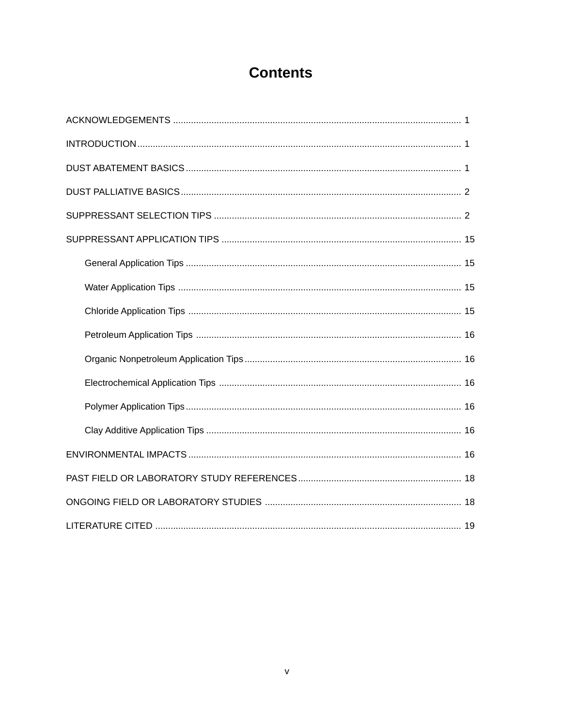# Contents

ACKNOWLEDGEMENTS ........................................................................................................ 1

INTRODUCTION ................................................................................................................ 1

DUST ABATEMENT BASICS .............................................................................................. 1

DUST PALLIATIVE BASICS ................................................................................................ 2

SUPPRESSANT SELECTION TIPS ..................................................................................... 2

SUPPRESSANT APPLICATION TIPS ................................................................................. 15

- General Application Tips ............................................................................................ 15
- Water Application Tips ............................................................................................... 15
- Chloride Application Tips ........................................................................................... 15
- Petroleum Application Tips ........................................................................................ 16
- Organic Nonpetroleum Application Tips ..................................................................... 16
- Electrochemical Application Tips ............................................................................... 16
- Polymer Application Tips ............................................................................................ 16
- Clay Additive Application Tips .................................................................................... 16

ENVIRONMENTAL IMPACTS ............................................................................................. 16

PAST FIELD OR LABORATORY STUDY REFERENCES ..................................................... 18

ONGOING FIELD OR LABORATORY STUDIES ................................................................. 18

LITERATURE CITED .......................................................................................................... 19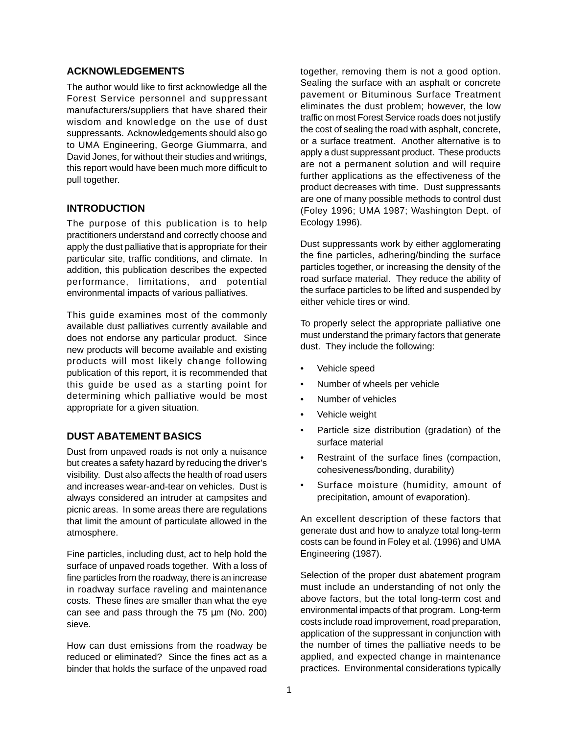## ACKNOWLEDGEMENTS

The author would like to first acknowledge all the Forest Service personnel and suppressant manufacturers/suppliers that have shared their wisdom and knowledge on the use of dust suppressants. Acknowledgements should also go to UMA Engineering, George Giummarra, and David Jones, for without their studies and writings, this report would have been much more difficult to pull together.

## INTRODUCTION

The purpose of this publication is to help practitioners understand and correctly choose and apply the dust palliative that is appropriate for their particular site, traffic conditions, and climate. In addition, this publication describes the expected performance, limitations, and potential environmental impacts of various palliatives.

This guide examines most of the commonly available dust palliatives currently available and does not endorse any particular product. Since new products will become available and existing products will most likely change following publication of this report, it is recommended that this guide be used as a starting point for determining which palliative would be most appropriate for a given situation.

## DUST ABATEMENT BASICS

Dust from unpaved roads is not only a nuisance but creates a safety hazard by reducing the driver's visibility. Dust also affects the health of road users and increases wear-and-tear on vehicles. Dust is always considered an intruder at campsites and picnic areas. In some areas there are regulations that limit the amount of particulate allowed in the atmosphere.

Fine particles, including dust, act to help hold the surface of unpaved roads together. With a loss of fine particles from the roadway, there is an increase in roadway surface raveling and maintenance costs. These fines are smaller than what the eye can see and pass through the 75 µm (No. 200) sieve.

How can dust emissions from the roadway be reduced or eliminated? Since the fines act as a binder that holds the surface of the unpaved road together, removing them is not a good option. Sealing the surface with an asphalt or concrete pavement or Bituminous Surface Treatment eliminates the dust problem; however, the low traffic on most Forest Service roads does not justify the cost of sealing the road with asphalt, concrete, or a surface treatment. Another alternative is to apply a dust suppressant product. These products are not a permanent solution and will require further applications as the effectiveness of the product decreases with time. Dust suppressants are one of many possible methods to control dust (Foley 1996; UMA 1987; Washington Dept. of Ecology 1996).

Dust suppressants work by either agglomerating the fine particles, adhering/binding the surface particles together, or increasing the density of the road surface material. They reduce the ability of the surface particles to be lifted and suspended by either vehicle tires or wind.

To properly select the appropriate palliative one must understand the primary factors that generate dust. They include the following:

- Vehicle speed
- Number of wheels per vehicle
- Number of vehicles
- Vehicle weight
- Particle size distribution (gradation) of the surface material
- Restraint of the surface fines (compaction, cohesiveness/bonding, durability)
- Surface moisture (humidity, amount of precipitation, amount of evaporation).

An excellent description of these factors that generate dust and how to analyze total long-term costs can be found in Foley et al. (1996) and UMA Engineering (1987).

Selection of the proper dust abatement program must include an understanding of not only the above factors, but the total long-term cost and environmental impacts of that program. Long-term costs include road improvement, road preparation, application of the suppressant in conjunction with the number of times the palliative needs to be applied, and expected change in maintenance practices. Environmental considerations typically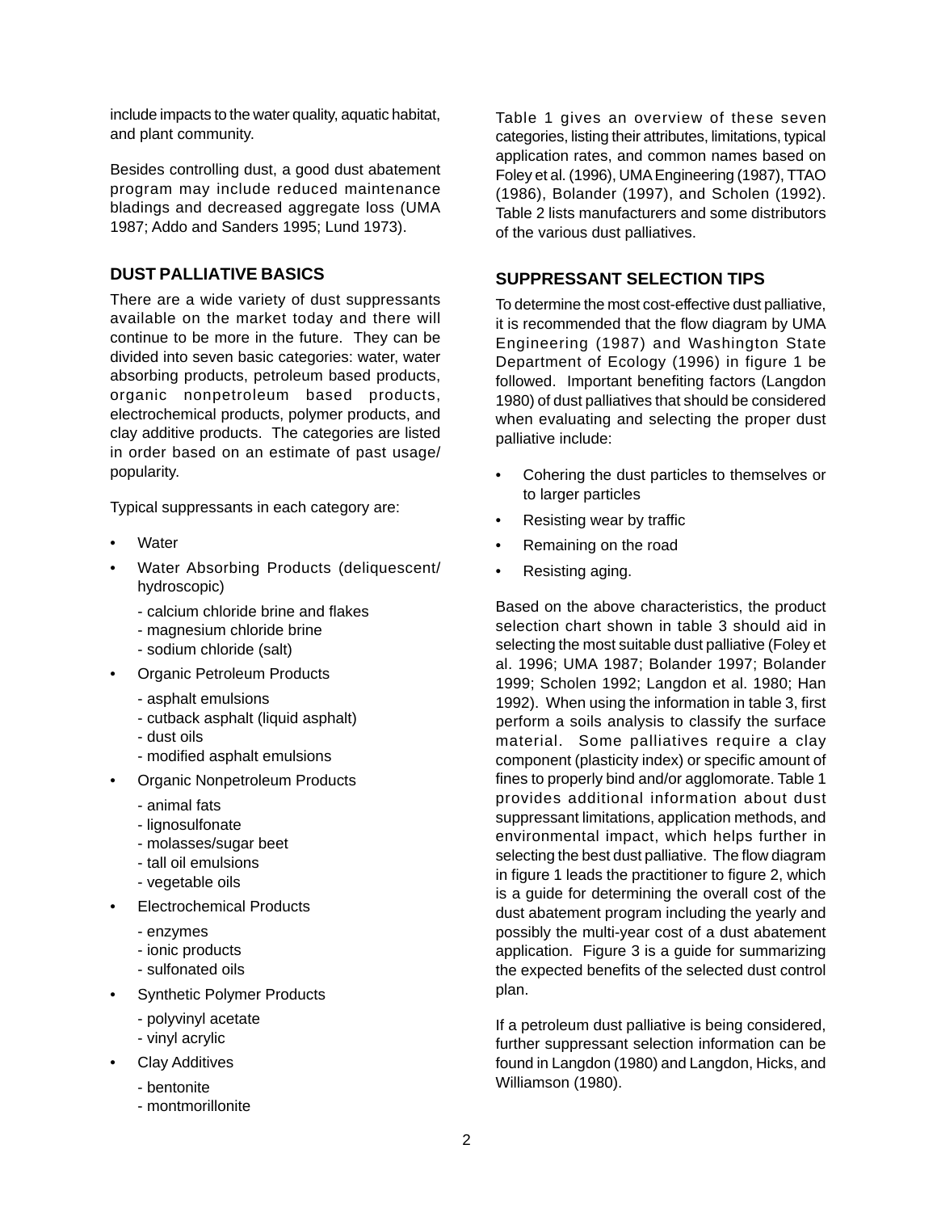include impacts to the water quality, aquatic habitat, and plant community.

Besides controlling dust, a good dust abatement program may include reduced maintenance bladings and decreased aggregate loss (UMA 1987; Addo and Sanders 1995; Lund 1973).

## DUST PALLIATIVE BASICS

There are a wide variety of dust suppressants available on the market today and there will continue to be more in the future. They can be divided into seven basic categories: water, water absorbing products, petroleum based products, organic nonpetroleum based products, electrochemical products, polymer products, and clay additive products. The categories are listed in order based on an estimate of past usage/ popularity.

Typical suppressants in each category are:

- Water
- Water Absorbing Products (deliquescent/ hydroscopic)
  - calcium chloride brine and flakes
  - magnesium chloride brine
  - sodium chloride (salt)
- Organic Petroleum Products
  - asphalt emulsions
  - cutback asphalt (liquid asphalt)
  - dust oils
  - modified asphalt emulsions
- Organic Nonpetroleum Products
  - animal fats
  - lignosulfonate
  - molasses/sugar beet
  - tall oil emulsions
  - vegetable oils
- Electrochemical Products
  - enzymes
  - ionic products
  - sulfonated oils
- Synthetic Polymer Products
  - polyvinyl acetate
  - vinyl acrylic
- Clay Additives
  - bentonite
  - montmorillonite

Table 1 gives an overview of these seven categories, listing their attributes, limitations, typical application rates, and common names based on Foley et al. (1996), UMA Engineering (1987), TTAO (1986), Bolander (1997), and Scholen (1992). Table 2 lists manufacturers and some distributors of the various dust palliatives.

## SUPPRESSANT SELECTION TIPS

To determine the most cost-effective dust palliative, it is recommended that the flow diagram by UMA Engineering (1987) and Washington State Department of Ecology (1996) in figure 1 be followed. Important benefiting factors (Langdon 1980) of dust palliatives that should be considered when evaluating and selecting the proper dust palliative include:

- Cohering the dust particles to themselves or to larger particles
- Resisting wear by traffic
- Remaining on the road
- Resisting aging.

Based on the above characteristics, the product selection chart shown in table 3 should aid in selecting the most suitable dust palliative (Foley et al. 1996; UMA 1987; Bolander 1997; Bolander 1999; Scholen 1992; Langdon et al. 1980; Han 1992). When using the information in table 3, first perform a soils analysis to classify the surface material. Some palliatives require a clay component (plasticity index) or specific amount of fines to properly bind and/or agglomorate. Table 1 provides additional information about dust suppressant limitations, application methods, and environmental impact, which helps further in selecting the best dust palliative. The flow diagram in figure 1 leads the practitioner to figure 2, which is a guide for determining the overall cost of the dust abatement program including the yearly and possibly the multi-year cost of a dust abatement application. Figure 3 is a guide for summarizing the expected benefits of the selected dust control plan.

If a petroleum dust palliative is being considered, further suppressant selection information can be found in Langdon (1980) and Langdon, Hicks, and Williamson (1980).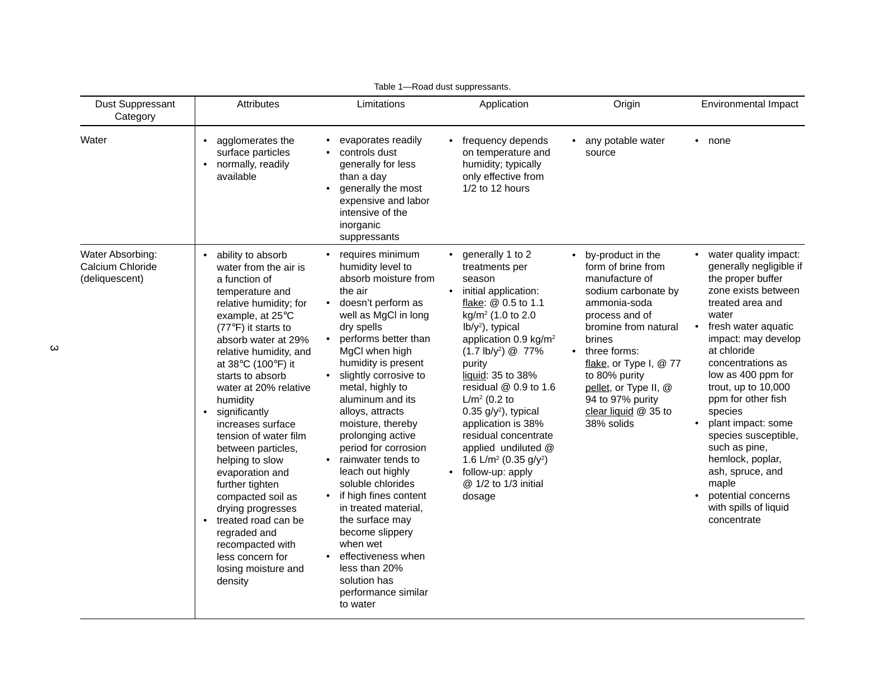Table 1—Road dust suppressants.

| Dust Suppressant Category | Attributes | Limitations | Application | Origin | Environmental Impact |
|---|---|---|---|---|---|
| Water | • agglomerates the surface particles<br>• normally, readily available | • evaporates readily<br>• controls dust generally for less than a day<br>• generally the most expensive and labor intensive of the inorganic suppressants | • frequency depends on temperature and humidity; typically only effective from 1/2 to 12 hours | • any potable water source | • none |
| Water Absorbing: Calcium Chloride (deliquescent) | • ability to absorb water from the air is a function of temperature and relative humidity; for example, at 25°C (77°F) it starts to absorb water at 29% relative humidity, and at 38°C (100°F) it starts to absorb water at 20% relative humidity<br>• significantly increases surface tension of water film between particles, helping to slow evaporation and further tighten compacted soil as drying progresses<br>• treated road can be regraded and recompacted with less concern for losing moisture and density | • requires minimum humidity level to absorb moisture from the air<br>• doesn't perform as well as MgCl in long dry spells<br>• performs better than MgCl when high humidity is present<br>• slightly corrosive to metal, highly to aluminum and its alloys, attracts moisture, thereby prolonging active period for corrosion<br>• rainwater tends to leach out highly soluble chlorides<br>• if high fines content in treated material, the surface may become slippery when wet<br>• effectiveness when less than 20% solution has performance similar to water | • generally 1 to 2 treatments per season<br>• initial application: flake: @ 0.5 to 1.1 $kg/m^2$ (1.0 to 2.0 $lb/y^2$), typical application 0.9 $kg/m^2$ (1.7 $lb/y^2$) @ 77% purity<br>liquid: 35 to 38% residual @ 0.9 to 1.6 $L/m^2$ (0.2 to 0.35 $g/y^2$), typical application is 38% residual concentrate applied undiluted @ 1.6 $L/m^2$ (0.35 $g/y^2$)<br>• follow-up: apply @ 1/2 to 1/3 initial dosage | • by-product in the form of brine from manufacture of sodium carbonate by ammonia-soda process and of bromine from natural brines<br>• three forms: flake, or Type I, @ 77 to 80% purity<br>pellet, or Type II, @ 94 to 97% purity<br>clear liquid @ 35 to 38% solids | • water quality impact: generally negligible if the proper buffer zone exists between treated area and water<br>• fresh water aquatic impact: may develop at chloride concentrations as low as 400 ppm for trout, up to 10,000 ppm for other fish species<br>• plant impact: some species susceptible, such as pine, hemlock, poplar, ash, spruce, and maple<br>• potential concerns with spills of liquid concentrate |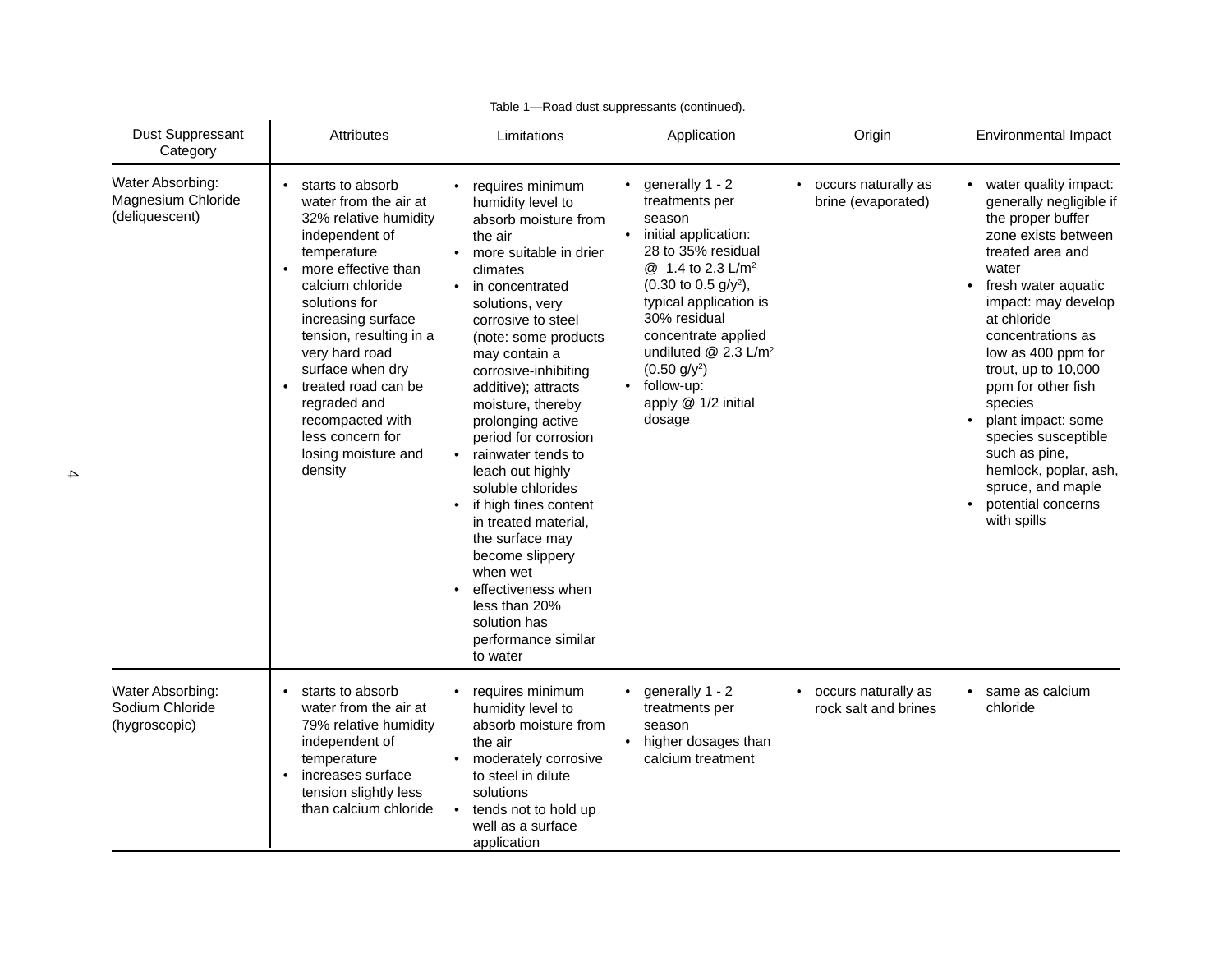Table 1—Road dust suppressants (continued).

| Dust Suppressant Category | Attributes | Limitations | Application | Origin | Environmental Impact |
|---|---|---|---|---|---|
| Water Absorbing: Magnesium Chloride (deliquescent) | • starts to absorb water from the air at 32% relative humidity independent of temperature<br>• more effective than calcium chloride solutions for increasing surface tension, resulting in a very hard road surface when dry<br>• treated road can be regraded and recompacted with less concern for losing moisture and density | • requires minimum humidity level to absorb moisture from the air<br>• more suitable in drier climates<br>• in concentrated solutions, very corrosive to steel (note: some products may contain a corrosive-inhibiting additive); attracts moisture, thereby prolonging active period for corrosion<br>• rainwater tends to leach out highly soluble chlorides<br>• if high fines content in treated material, the surface may become slippery when wet<br>• effectiveness when less than 20% solution has performance similar to water | • generally 1 - 2 treatments per season<br>• initial application: 28 to 35% residual @ 1.4 to 2.3 L/m$^2$ (0.30 to 0.5 g/y$^2$), typical application is 30% residual concentrate applied undiluted @ 2.3 L/m$^2$ (0.50 g/y$^2$)<br>• follow-up: apply @ 1/2 initial dosage | • occurs naturally as brine (evaporated) | • water quality impact: generally negligible if the proper buffer zone exists between treated area and water<br>• fresh water aquatic impact: may develop at chloride concentrations as low as 400 ppm for trout, up to 10,000 ppm for other fish species<br>• plant impact: some species susceptible such as pine, hemlock, poplar, ash, spruce, and maple<br>• potential concerns with spills |
| Water Absorbing: Sodium Chloride (hygroscopic) | • starts to absorb water from the air at 79% relative humidity independent of temperature<br>• increases surface tension slightly less than calcium chloride | • requires minimum humidity level to absorb moisture from the air<br>• moderately corrosive to steel in dilute solutions<br>• tends not to hold up well as a surface application | • generally 1 - 2 treatments per season<br>• higher dosages than calcium treatment | • occurs naturally as rock salt and brines | • same as calcium chloride |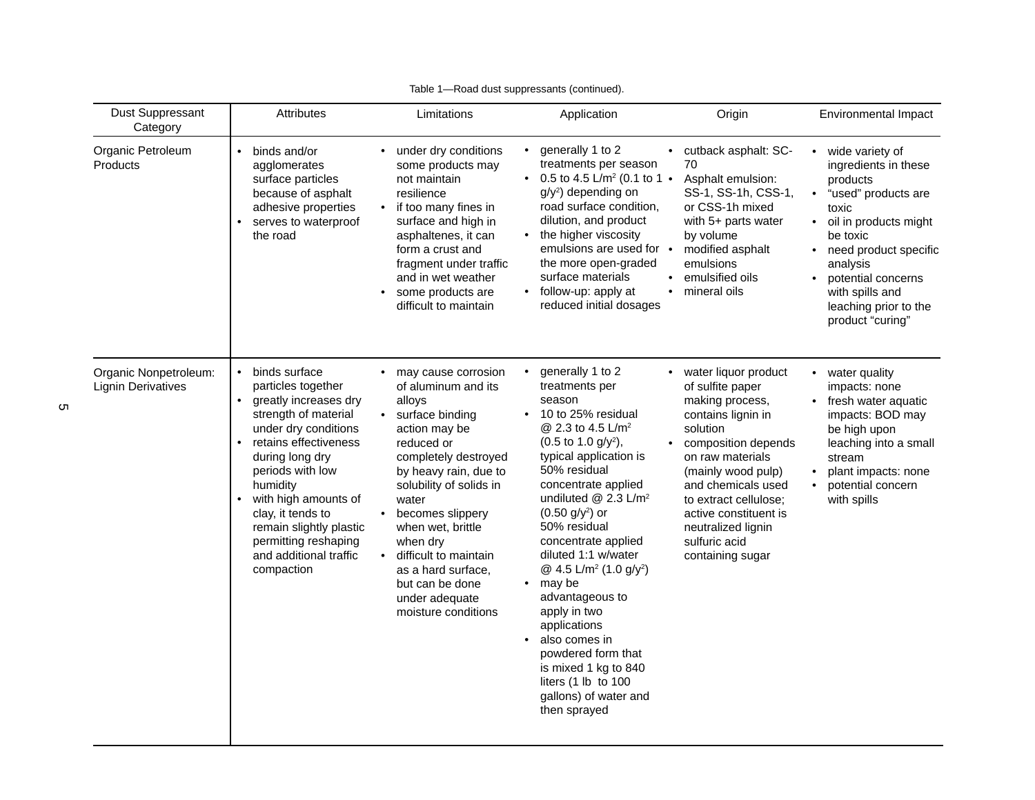Table 1—Road dust suppressants (continued).

| Dust Suppressant Category | Attributes | Limitations | Application | Origin | Environmental Impact |
|---|---|---|---|---|---|
| Organic Petroleum Products | • binds and/or agglomerates surface particles because of asphalt adhesive properties<br>• serves to waterproof the road | • under dry conditions some products may not maintain resilience<br>• if too many fines in surface and high in asphaltenes, it can form a crust and fragment under traffic and in wet weather<br>• some products are difficult to maintain | • generally 1 to 2 treatments per season<br>• 0.5 to 4.5 L/m$^2$ (0.1 to 1 g/y$^2$) depending on road surface condition, dilution, and product<br>• the higher viscosity emulsions are used for the more open-graded surface materials<br>• follow-up: apply at reduced initial dosages | • cutback asphalt: SC-70<br>• Asphalt emulsion: SS-1, SS-1h, CSS-1, or CSS-1h mixed with 5+ parts water by volume<br>• modified asphalt emulsions<br>• emulsified oils<br>• mineral oils | • wide variety of ingredients in these products<br>• "used" products are toxic<br>• oil in products might be toxic<br>• need product specific analysis<br>• potential concerns with spills and leaching prior to the product "curing" |
| Organic Nonpetroleum: Lignin Derivatives | • binds surface particles together<br>• greatly increases dry strength of material under dry conditions<br>• retains effectiveness during long dry periods with low humidity<br>• with high amounts of clay, it tends to remain slightly plastic permitting reshaping and additional traffic compaction | • may cause corrosion of aluminum and its alloys<br>• surface binding action may be reduced or completely destroyed by heavy rain, due to solubility of solids in water<br>• becomes slippery when wet, brittle when dry<br>• difficult to maintain as a hard surface, but can be done under adequate moisture conditions | • generally 1 to 2 treatments per season<br>• 10 to 25% residual @ 2.3 to 4.5 L/m$^2$ (0.5 to 1.0 g/y$^2$), typical application is 50% residual concentrate applied undiluted @ 2.3 L/m$^2$ (0.50 g/y$^2$) or 50% residual concentrate applied diluted 1:1 w/water @ 4.5 L/m$^2$ (1.0 g/y$^2$)<br>• may be advantageous to apply in two applications<br>• also comes in powdered form that is mixed 1 kg to 840 liters (1 lb to 100 gallons) of water and then sprayed | • water liquor product of sulfite paper making process, contains lignin in solution<br>• composition depends on raw materials (mainly wood pulp) and chemicals used to extract cellulose; active constituent is neutralized lignin sulfuric acid containing sugar | • water quality impacts: none<br>• fresh water aquatic impacts: BOD may be high upon leaching into a small stream<br>• plant impacts: none<br>• potential concern with spills |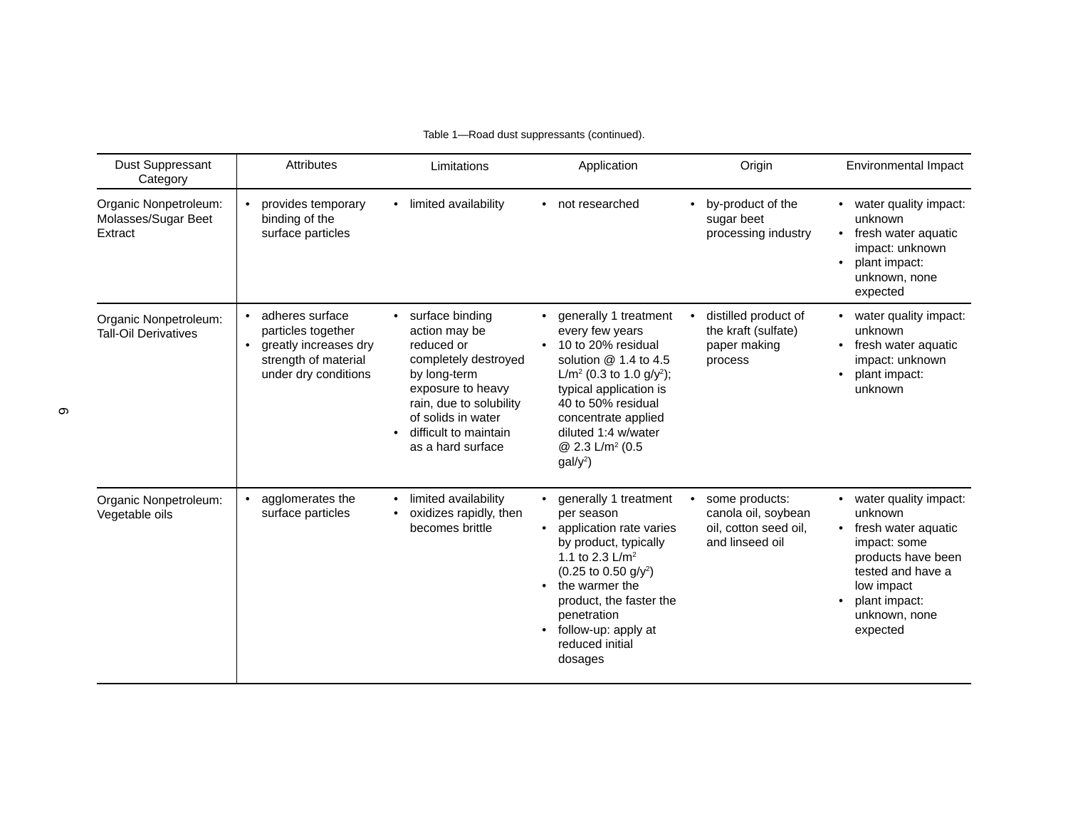Table 1—Road dust suppressants (continued).

| Dust Suppressant Category | Attributes | Limitations | Application | Origin | Environmental Impact |
|---|---|---|---|---|---|
| Organic Nonpetroleum: Molasses/Sugar Beet Extract | • provides temporary binding of the surface particles | • limited availability | • not researched | • by-product of the sugar beet processing industry | • water quality impact: unknown<br>• fresh water aquatic impact: unknown<br>• plant impact: unknown, none expected |
| Organic Nonpetroleum: Tall-Oil Derivatives | • adheres surface particles together<br>• greatly increases dry strength of material under dry conditions | • surface binding action may be reduced or completely destroyed by long-term exposure to heavy rain, due to solubility of solids in water<br>• difficult to maintain as a hard surface | • generally 1 treatment every few years<br>• 10 to 20% residual solution @ 1.4 to 4.5 L/m$^2$ (0.3 to 1.0 g/y$^2$); typical application is 40 to 50% residual concentrate applied diluted 1:4 w/water @ 2.3 L/m$^2$ (0.5 gal/y$^2$) | • distilled product of the kraft (sulfate) paper making process | • water quality impact: unknown<br>• fresh water aquatic impact: unknown<br>• plant impact: unknown |
| Organic Nonpetroleum: Vegetable oils | • agglomerates the surface particles | • limited availability<br>• oxidizes rapidly, then becomes brittle | • generally 1 treatment per season<br>• application rate varies by product, typically 1.1 to 2.3 L/m$^2$ (0.25 to 0.50 g/y$^2$)<br>• the warmer the product, the faster the penetration<br>• follow-up: apply at reduced initial dosages | • some products: canola oil, soybean oil, cotton seed oil, and linseed oil | • water quality impact: unknown<br>• fresh water aquatic impact: some products have been tested and have a low impact<br>• plant impact: unknown, none expected |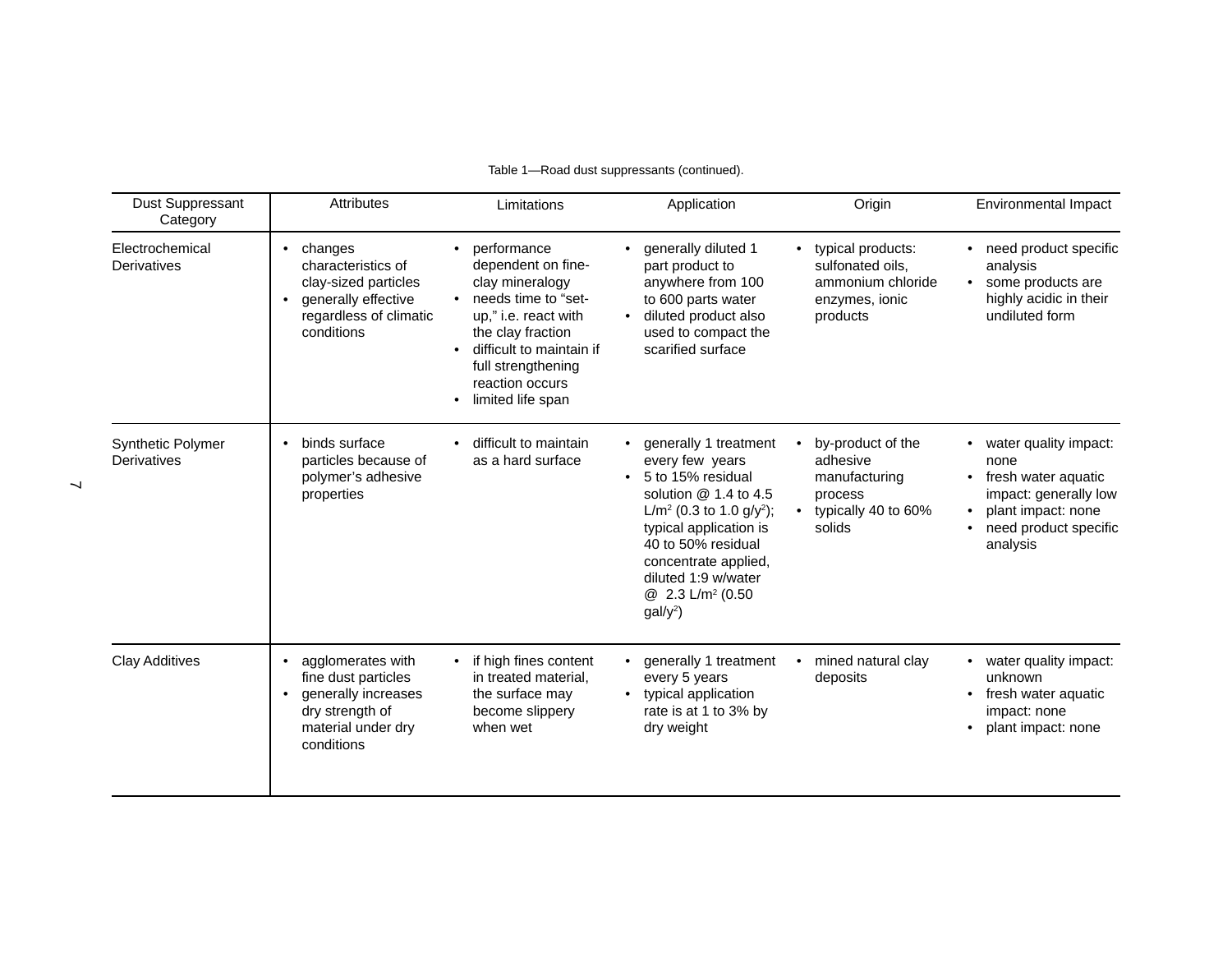Table 1—Road dust suppressants (continued).

| Dust Suppressant Category | Attributes | Limitations | Application | Origin | Environmental Impact |
|---|---|---|---|---|---|
| Electrochemical Derivatives | • changes characteristics of clay-sized particles<br>• generally effective regardless of climatic conditions | • performance dependent on fine-clay mineralogy<br>• needs time to “set-up,” i.e. react with the clay fraction<br>• difficult to maintain if full strengthening reaction occurs<br>• limited life span | • generally diluted 1 part product to anywhere from 100 to 600 parts water<br>• diluted product also used to compact the scarified surface | • typical products: sulfonated oils, ammonium chloride enzymes, ionic products | • need product specific analysis<br>• some products are highly acidic in their undiluted form |
| Synthetic Polymer Derivatives | • binds surface particles because of polymer’s adhesive properties | • difficult to maintain as a hard surface | • generally 1 treatment every few years<br>• 5 to 15% residual solution @ 1.4 to 4.5 L/m$^2$ (0.3 to 1.0 g/y$^2$); typical application is 40 to 50% residual concentrate applied, diluted 1:9 w/water @ 2.3 L/m$^2$ (0.50 gal/y$^2$) | • by-product of the adhesive manufacturing process<br>• typically 40 to 60% solids | • water quality impact: none<br>• fresh water aquatic impact: generally low<br>• plant impact: none<br>• need product specific analysis |
| Clay Additives | • agglomerates with fine dust particles<br>• generally increases dry strength of material under dry conditions | • if high fines content in treated material, the surface may become slippery when wet | • generally 1 treatment every 5 years<br>• typical application rate is at 1 to 3% by dry weight | • mined natural clay deposits | • water quality impact: unknown<br>• fresh water aquatic impact: none<br>• plant impact: none |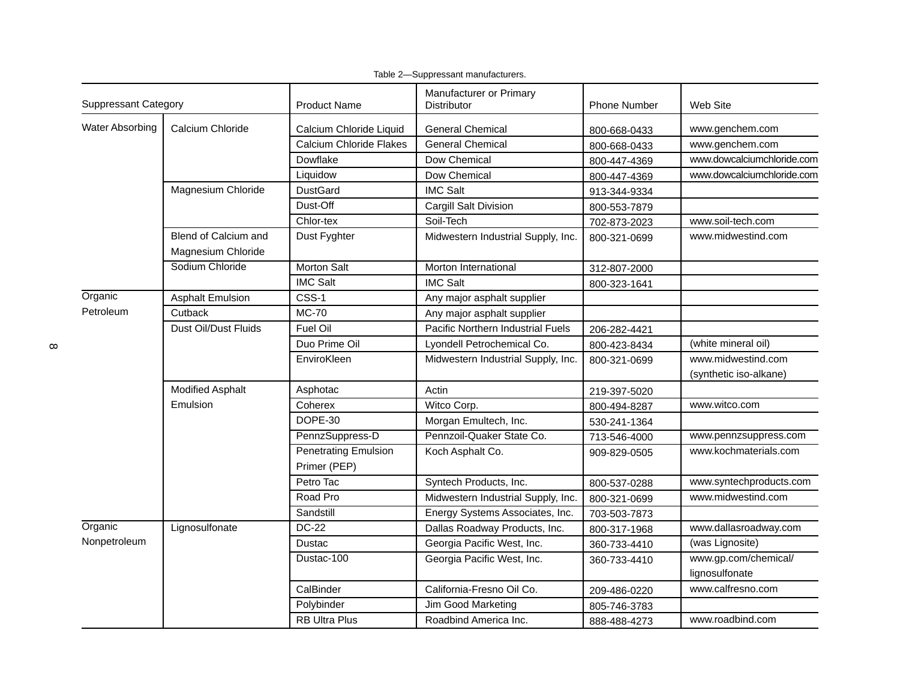Table 2—Suppressant manufacturers.

| Suppressant Category | | Product Name | Manufacturer or Primary Distributor | Phone Number | Web Site |
|---|---|---|---|---|---|
| Water Absorbing | Calcium Chloride | Calcium Chloride Liquid | General Chemical | 800-668-0433 | www.genchem.com |
| | | Calcium Chloride Flakes | General Chemical | 800-668-0433 | www.genchem.com |
| | | Dowflake | Dow Chemical | 800-447-4369 | www.dowcalciumchloride.com |
| | | Liquidow | Dow Chemical | 800-447-4369 | www.dowcalciumchloride.com |
| | Magnesium Chloride | DustGard | IMC Salt | 913-344-9334 | |
| | | Dust-Off | Cargill Salt Division | 800-553-7879 | |
| | | Chlor-tex | Soil-Tech | 702-873-2023 | www.soil-tech.com |
| | Blend of Calcium and Magnesium Chloride | Dust Fyghter | Midwestern Industrial Supply, Inc. | 800-321-0699 | www.midwestind.com |
| | Sodium Chloride | Morton Salt | Morton International | 312-807-2000 | |
| | | IMC Salt | IMC Salt | 800-323-1641 | |
| Organic Petroleum | Asphalt Emulsion | CSS-1 | Any major asphalt supplier | | |
| | Cutback | MC-70 | Any major asphalt supplier | | |
| | Dust Oil/Dust Fluids | Fuel Oil | Pacific Northern Industrial Fuels | 206-282-4421 | |
| | | Duo Prime Oil | Lyondell Petrochemical Co. | 800-423-8434 | (white mineral oil) |
| | | EnviroKleen | Midwestern Industrial Supply, Inc. | 800-321-0699 | www.midwestind.com (synthetic iso-alkane) |
| | Modified Asphalt Emulsion | Asphotac | Actin | 219-397-5020 | |
| | | Coherex | Witco Corp. | 800-494-8287 | www.witco.com |
| | | DOPE-30 | Morgan Emultech, Inc. | 530-241-1364 | |
| | | PennzSuppress-D | Pennzoil-Quaker State Co. | 713-546-4000 | www.pennzsuppress.com |
| | | Penetrating Emulsion Primer (PEP) | Koch Asphalt Co. | 909-829-0505 | www.kochmaterials.com |
| | | Petro Tac | Syntech Products, Inc. | 800-537-0288 | www.syntechproducts.com |
| | | Road Pro | Midwestern Industrial Supply, Inc. | 800-321-0699 | www.midwestind.com |
| | | Sandstill | Energy Systems Associates, Inc. | 703-503-7873 | |
| Organic Nonpetroleum | Lignosulfonate | DC-22 | Dallas Roadway Products, Inc. | 800-317-1968 | www.dallasroadway.com |
| | | Dustac | Georgia Pacific West, Inc. | 360-733-4410 | (was Lignosite) |
| | | Dustac-100 | Georgia Pacific West, Inc. | 360-733-4410 | www.gp.com/chemical/lignosulfonate |
| | | CalBinder | California-Fresno Oil Co. | 209-486-0220 | www.calfresno.com |
| | | Polybinder | Jim Good Marketing | 805-746-3783 | |
| | | RB Ultra Plus | Roadbind America Inc. | 888-488-4273 | www.roadbind.com |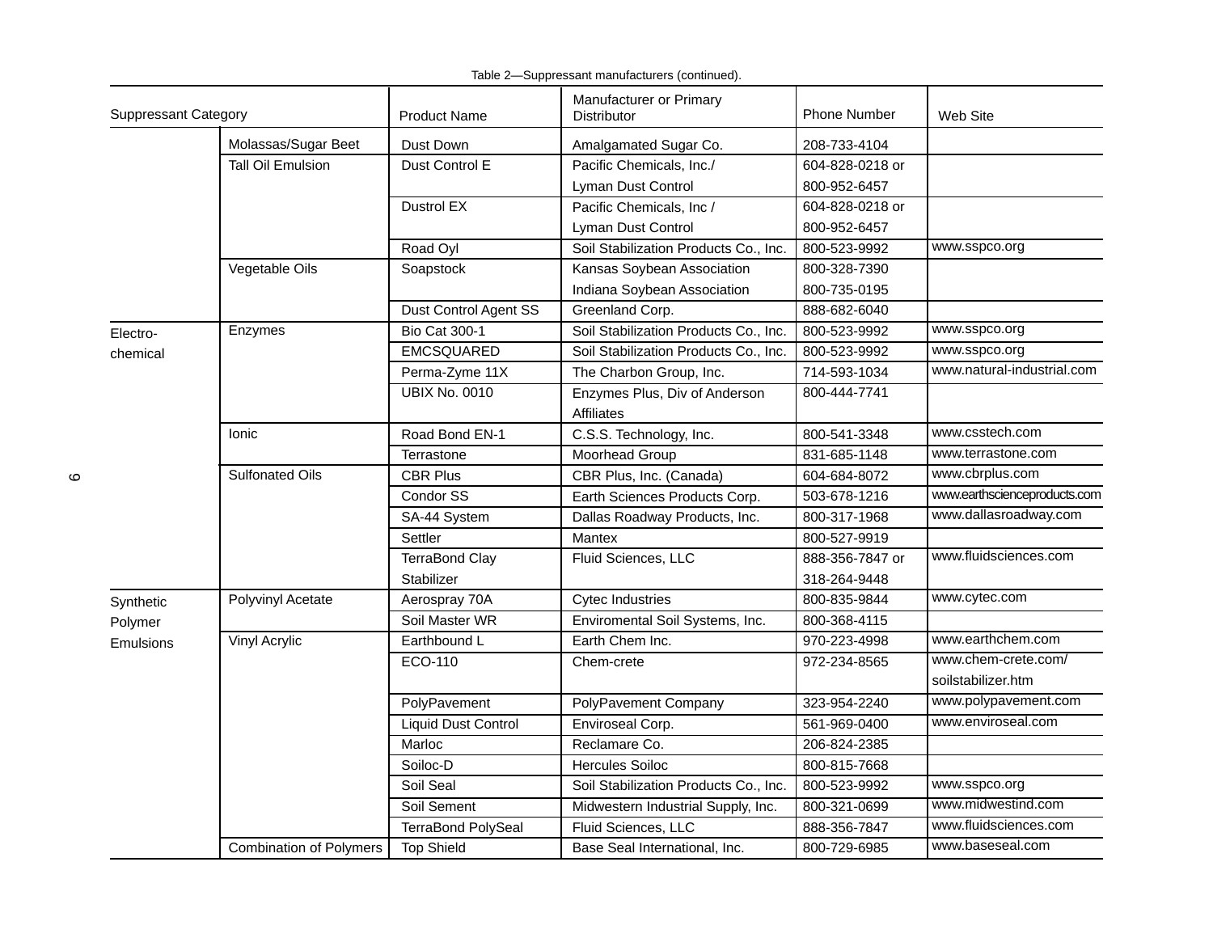Table 2—Suppressant manufacturers (continued).

| Suppressant Category | | Product Name | Manufacturer or Primary Distributor | Phone Number | Web Site |
|---|---|---|---|---|---|
| | Molassas/Sugar Beet | Dust Down | Amalgamated Sugar Co. | 208-733-4104 | |
| | Tall Oil Emulsion | Dust Control E | Pacific Chemicals, Inc./ Lyman Dust Control | 604-828-0218 or 800-952-6457 | |
| | | Dustrol EX | Pacific Chemicals, Inc / Lyman Dust Control | 604-828-0218 or 800-952-6457 | |
| | | Road Oyl | Soil Stabilization Products Co., Inc. | 800-523-9992 | www.sspco.org |
| | Vegetable Oils | Soapstock | Kansas Soybean Association Indiana Soybean Association | 800-328-7390 800-735-0195 | |
| | | Dust Control Agent SS | Greenland Corp. | 888-682-6040 | |
| Electro-chemical | Enzymes | Bio Cat 300-1 | Soil Stabilization Products Co., Inc. | 800-523-9992 | www.sspco.org |
| | | EMCSQUARED | Soil Stabilization Products Co., Inc. | 800-523-9992 | www.sspco.org |
| | | Perma-Zyme 11X | The Charbon Group, Inc. | 714-593-1034 | www.natural-industrial.com |
| | | UBIX No. 0010 | Enzymes Plus, Div of Anderson Affiliates | 800-444-7741 | |
| | Ionic | Road Bond EN-1 | C.S.S. Technology, Inc. | 800-541-3348 | www.csstech.com |
| | | Terrastone | Moorhead Group | 831-685-1148 | www.terrastone.com |
| | Sulfonated Oils | CBR Plus | CBR Plus, Inc. (Canada) | 604-684-8072 | www.cbrplus.com |
| | | Condor SS | Earth Sciences Products Corp. | 503-678-1216 | www.earthscienceproducts.com |
| | | SA-44 System | Dallas Roadway Products, Inc. | 800-317-1968 | www.dallasroadway.com |
| | | Settler | Mantex | 800-527-9919 | |
| | | TerraBond Clay Stabilizer | Fluid Sciences, LLC | 888-356-7847 or 318-264-9448 | www.fluidsciences.com |
| Synthetic Polymer Emulsions | Polyvinyl Acetate | Aerospray 70A | Cytec Industries | 800-835-9844 | www.cytec.com |
| | | Soil Master WR | Enviromental Soil Systems, Inc. | 800-368-4115 | |
| | Vinyl Acrylic | Earthbound L | Earth Chem Inc. | 970-223-4998 | www.earthchem.com |
| | | ECO-110 | Chem-crete | 972-234-8565 | www.chem-crete.com/ soilstabilizer.htm |
| | | PolyPavement | PolyPavement Company | 323-954-2240 | www.polypavement.com |
| | | Liquid Dust Control | Enviroseal Corp. | 561-969-0400 | www.enviroseal.com |
| | | Marloc | Reclamare Co. | 206-824-2385 | |
| | | Soiloc-D | Hercules Soiloc | 800-815-7668 | |
| | | Soil Seal | Soil Stabilization Products Co., Inc. | 800-523-9992 | www.sspco.org |
| | | Soil Sement | Midwestern Industrial Supply, Inc. | 800-321-0699 | www.midwestind.com |
| | | TerraBond PolySeal | Fluid Sciences, LLC | 888-356-7847 | www.fluidsciences.com |
| | Combination of Polymers | Top Shield | Base Seal International, Inc. | 800-729-6985 | www.baseseal.com |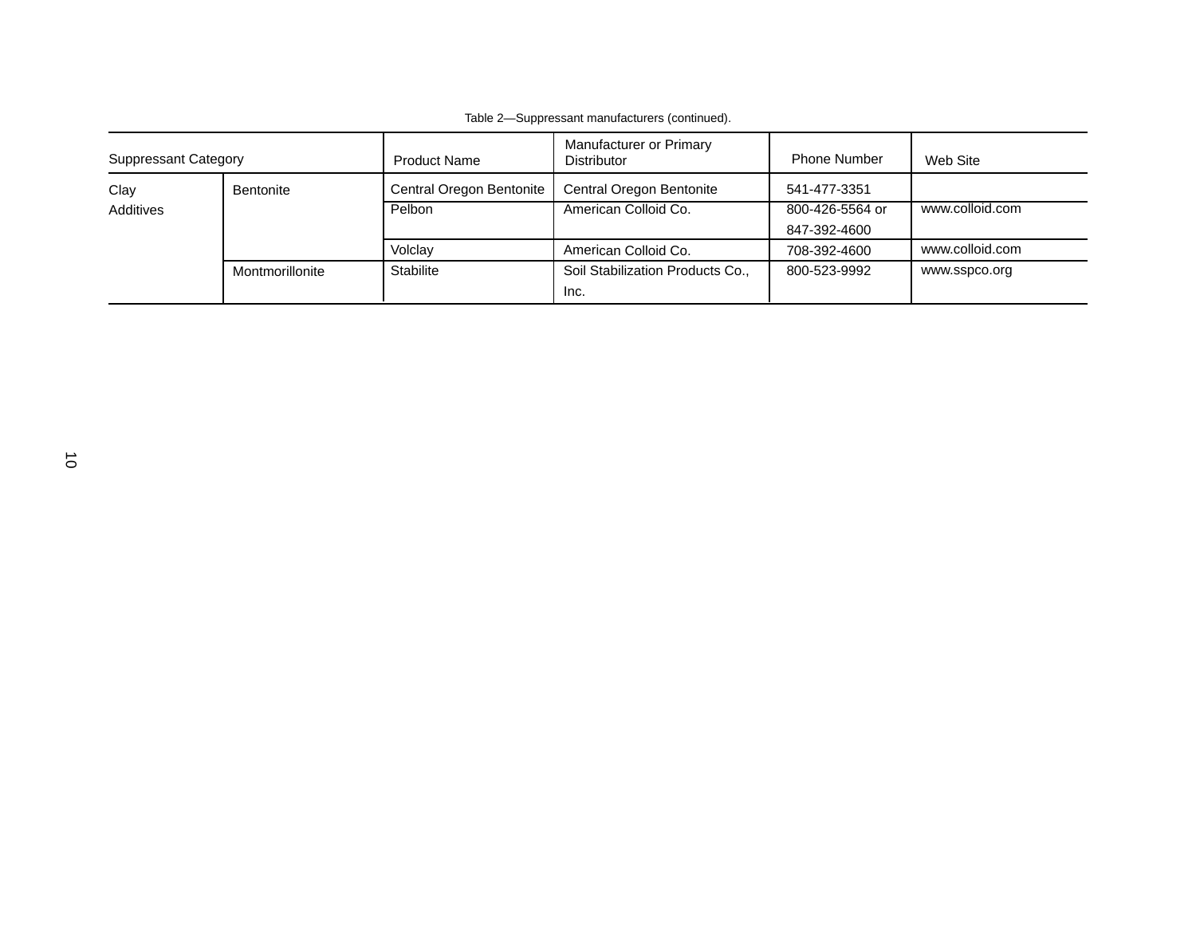Table 2—Suppressant manufacturers (continued).

| Suppressant Category | | Product Name | Manufacturer or Primary Distributor | Phone Number | Web Site |
|---|---|---|---|---|---|
| Clay Additives | Bentonite | Central Oregon Bentonite | Central Oregon Bentonite | 541-477-3351 | |
| | | Pelbon | American Colloid Co. | 800-426-5564 or 847-392-4600 | www.colloid.com |
| | | Volclay | American Colloid Co. | 708-392-4600 | www.colloid.com |
| | Montmorillonite | Stabilite | Soil Stabilization Products Co., Inc. | 800-523-9992 | www.sspco.org |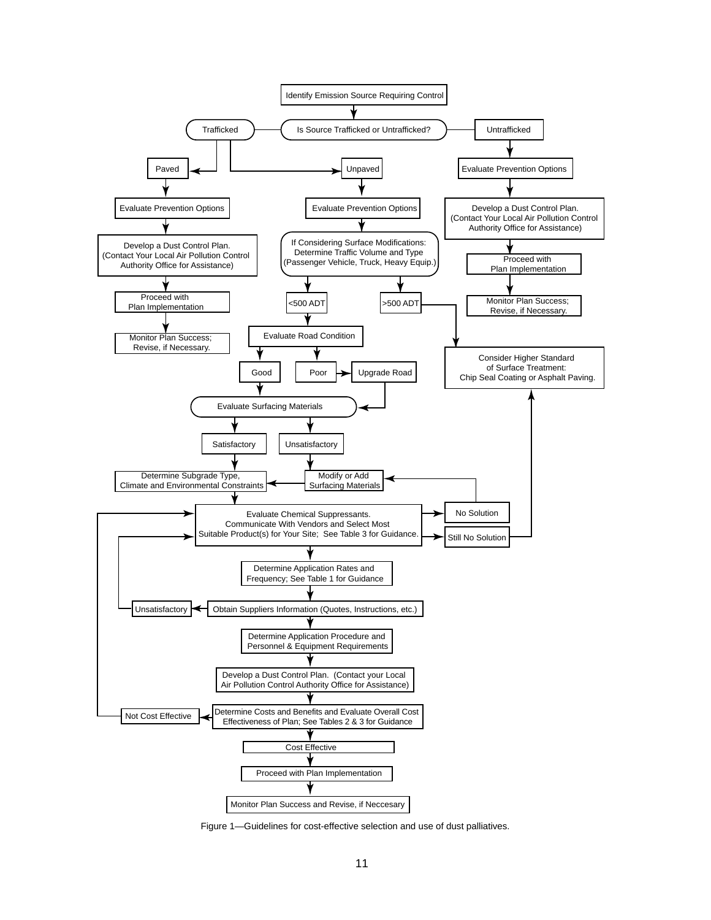Identify Emission Source Requiring Control

Is Source Trafficked or Untrafficked?

Trafficked

Untrafficked

Paved

Unpaved

Evaluate Prevention Options

Evaluate Prevention Options

Evaluate Prevention Options

Develop a Dust Control Plan. (Contact Your Local Air Pollution Control Authority Office for Assistance)

If Considering Surface Modifications: Determine Traffic Volume and Type (Passenger Vehicle, Truck, Heavy Equip.)

Develop a Dust Control Plan. (Contact Your Local Air Pollution Control Authority Office for Assistance)

Proceed with Plan Implementation

<500 ADT

>500 ADT

Proceed with Plan Implementation

Monitor Plan Success; Revise, if Necessary.

Evaluate Road Condition

Monitor Plan Success; Revise, if Necessary.

Good

Poor

Upgrade Road

Consider Higher Standard of Surface Treatment: Chip Seal Coating or Asphalt Paving.

Evaluate Surfacing Materials

Satisfactory

Unsatisfactory

Determine Subgrade Type, Climate and Environmental Constraints

Modify or Add Surfacing Materials

Evaluate Chemical Suppressants. Communicate With Vendors and Select Most Suitable Product(s) for Your Site; See Table 3 for Guidance.

No Solution

Still No Solution

Determine Application Rates and Frequency; See Table 1 for Guidance

Unsatisfactory

Obtain Suppliers Information (Quotes, Instructions, etc.)

Determine Application Procedure and Personnel & Equipment Requirements

Develop a Dust Control Plan. (Contact your Local Air Pollution Control Authority Office for Assistance)

Not Cost Effective

Determine Costs and Benefits and Evaluate Overall Cost Effectiveness of Plan; See Tables 2 & 3 for Guidance

Cost Effective

Proceed with Plan Implementation

Monitor Plan Success and Revise, if Neccesary

Figure 1—Guidelines for cost-effective selection and use of dust palliatives.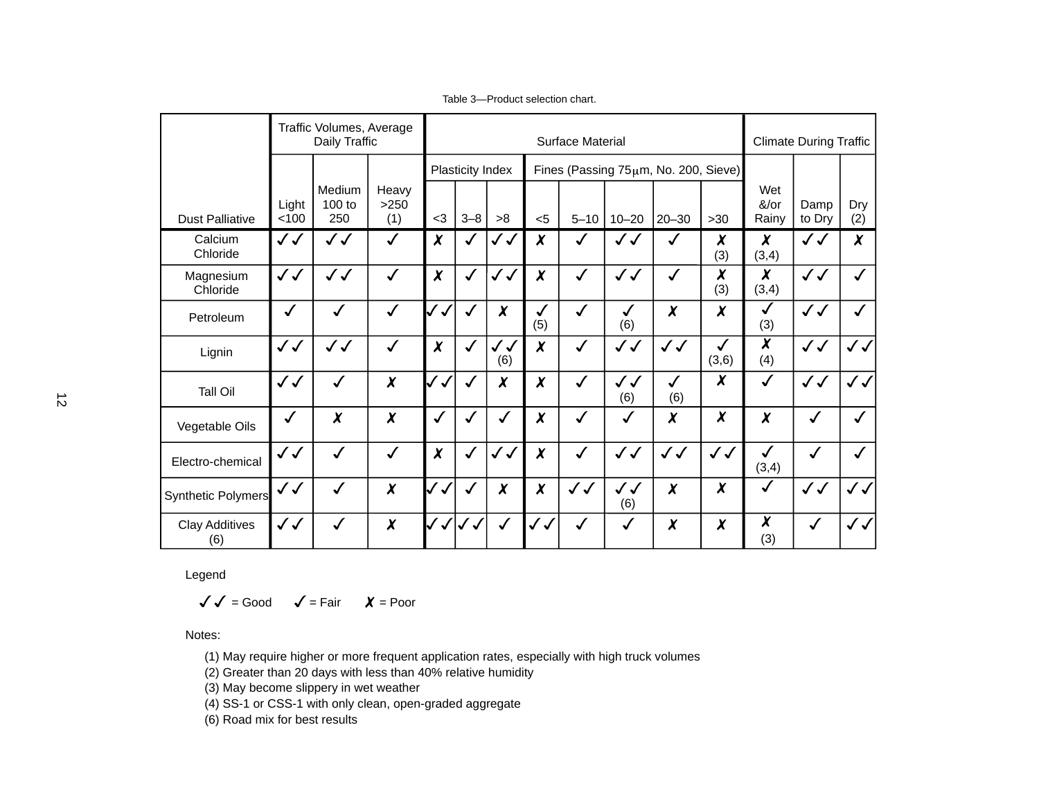Table 3—Product selection chart.

| Dust Palliative | Traffic Volumes, Average Daily Traffic | | | Surface Material | | | | | | | | Climate During Traffic | | |
|---|---|---|---|---|---|---|---|---|---|---|---|---|---|---|
| | | | | Plasticity Index | | | Fines (Passing 75μm, No. 200, Sieve) | | | | | | | |
| | Light <100 | Medium 100 to 250 | Heavy >250 (1) | <3 | 3–8 | >8 | <5 | 5–10 | 10–20 | 20–30 | >30 | Wet &/or Rainy | Damp to Dry | Dry (2) |
| Calcium Chloride | ✓✓ | ✓✓ | ✓ | ✗ | ✓ | ✓✓ | ✗ | ✓ | ✓✓ | ✓ | ✗ (3) | ✗ (3,4) | ✓✓ | ✗ |
| Magnesium Chloride | ✓✓ | ✓✓ | ✓ | ✗ | ✓ | ✓✓ | ✗ | ✓ | ✓✓ | ✓ | ✗ (3) | ✗ (3,4) | ✓✓ | ✓ |
| Petroleum | ✓ | ✓ | ✓ | ✓✓ | ✓ | ✗ | ✓ (5) | ✓ | ✓ (6) | ✗ | ✗ | ✓ (3) | ✓✓ | ✓ |
| Lignin | ✓✓ | ✓✓ | ✓ | ✗ | ✓ | ✓✓ (6) | ✗ | ✓ | ✓✓ | ✓✓ | ✓ (3,6) | ✗ (4) | ✓✓ | ✓✓ |
| Tall Oil | ✓✓ | ✓ | ✗ | ✓✓ | ✓ | ✗ | ✗ | ✓ | ✓✓ (6) | ✓ (6) | ✗ | ✓ | ✓✓ | ✓✓ |
| Vegetable Oils | ✓ | ✗ | ✗ | ✓ | ✓ | ✓ | ✗ | ✓ | ✓ | ✗ | ✗ | ✗ | ✓ | ✓ |
| Electro-chemical | ✓✓ | ✓ | ✓ | ✗ | ✓ | ✓✓ | ✗ | ✓ | ✓✓ | ✓✓ | ✓✓ | ✓ (3,4) | ✓ | ✓ |
| Synthetic Polymers | ✓✓ | ✓ | ✗ | ✓✓ | ✓ | ✗ | ✗ | ✓✓ | ✓✓ (6) | ✗ | ✗ | ✓ | ✓✓ | ✓✓ |
| Clay Additives (6) | ✓✓ | ✓ | ✗ | ✓✓ | ✓✓ | ✓ | ✓✓ | ✓ | ✓ | ✗ | ✗ | ✗ (3) | ✓ | ✓✓ |

Legend

✓✓ = Good ✓ = Fair ✗ = Poor

Notes:

(1) May require higher or more frequent application rates, especially with high truck volumes
(2) Greater than 20 days with less than 40% relative humidity
(3) May become slippery in wet weather
(4) SS-1 or CSS-1 with only clean, open-graded aggregate
(6) Road mix for best results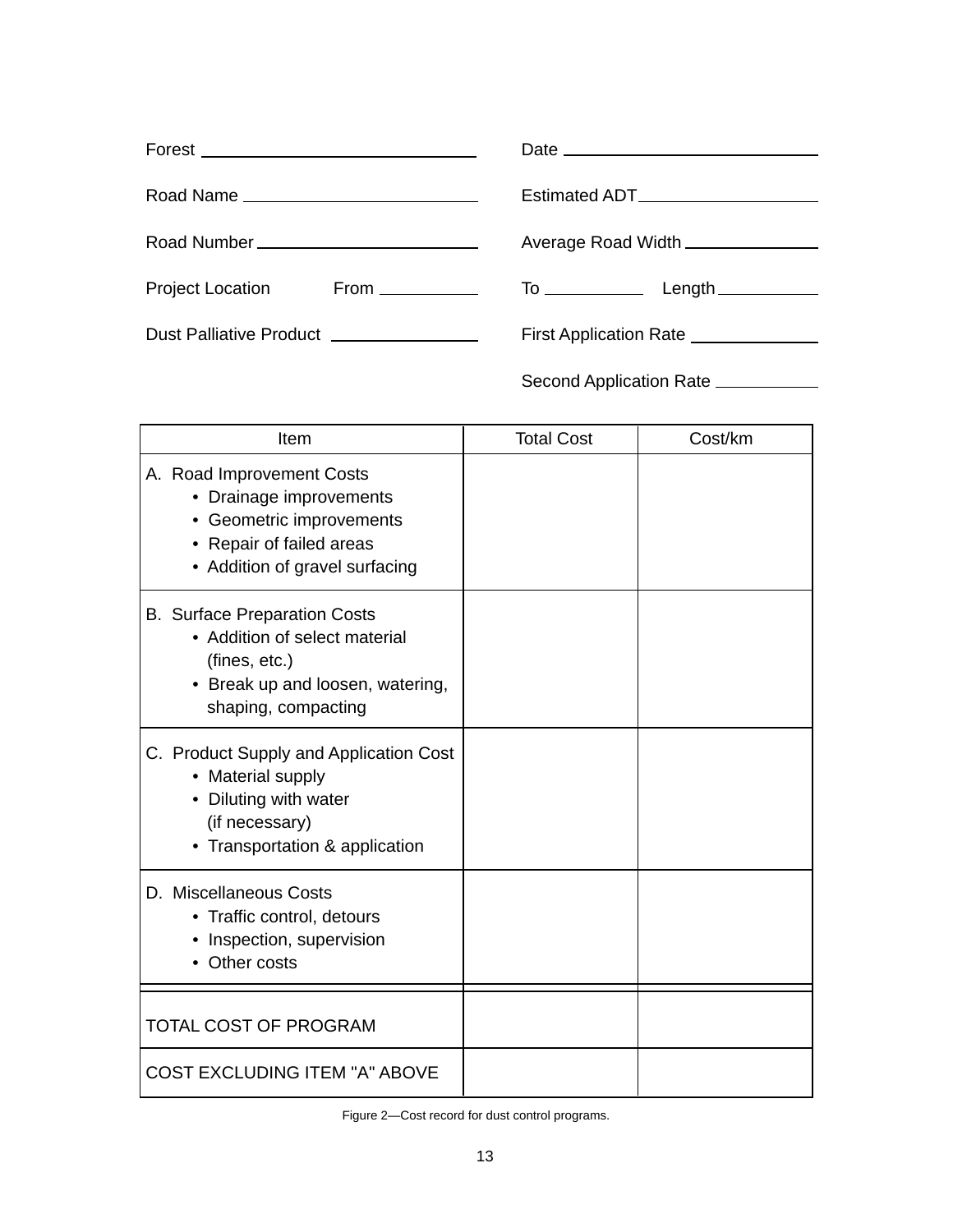Forest ______________________________ Date ______________________________

Road Name ______________________________ Estimated ADT ______________________________

Road Number ______________________________ Average Road Width ______________________________

Project Location From ______________ To ______________ Length ______________

Dust Palliative Product ______________________________ First Application Rate ______________________________

Second Application Rate ______________________________

| Item | Total Cost | Cost/km |
|---|---|---|
| A. Road Improvement Costs<br>• Drainage improvements<br>• Geometric improvements<br>• Repair of failed areas<br>• Addition of gravel surfacing | | |
| B. Surface Preparation Costs<br>• Addition of select material (fines, etc.)<br>• Break up and loosen, watering, shaping, compacting | | |
| C. Product Supply and Application Cost<br>• Material supply<br>• Diluting with water (if necessary)<br>• Transportation & application | | |
| D. Miscellaneous Costs<br>• Traffic control, detours<br>• Inspection, supervision<br>• Other costs | | |
| TOTAL COST OF PROGRAM | | |
| COST EXCLUDING ITEM "A" ABOVE | | |

Figure 2—Cost record for dust control programs.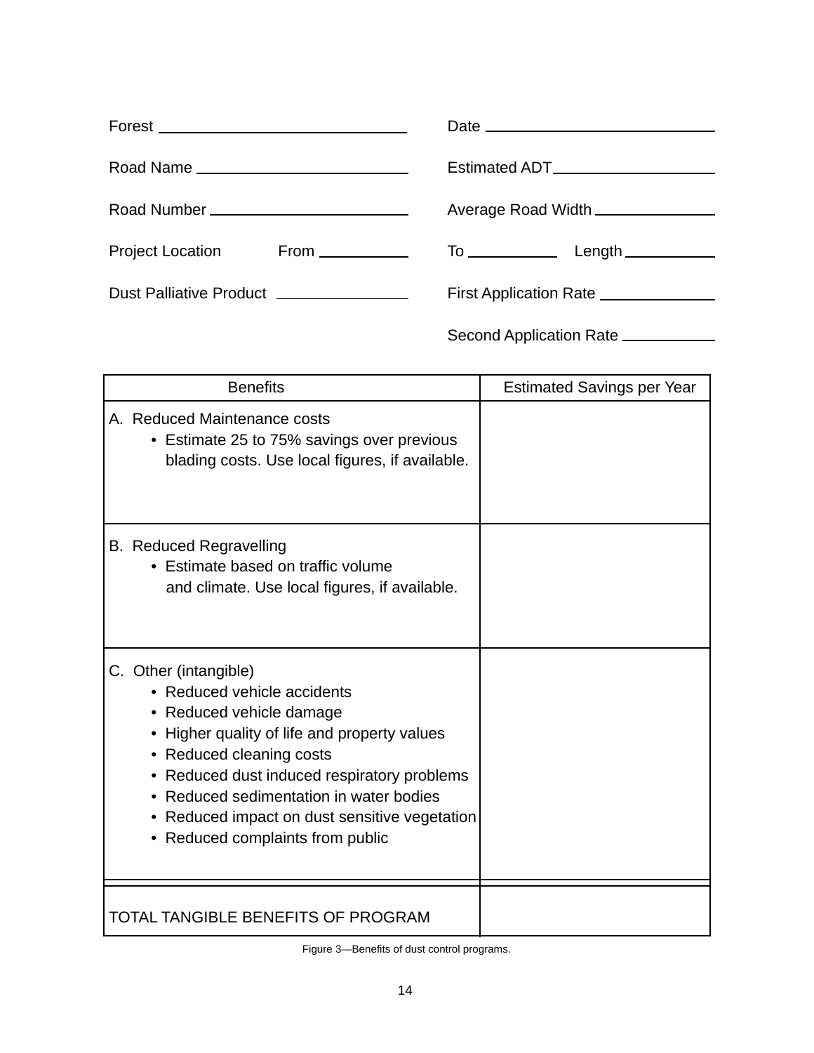Forest ____________________ Date ____________________

Road Name ____________________ Estimated ADT ____________________

Road Number ____________________ Average Road Width ____________________

Project Location From __________ To __________ Length __________

Dust Palliative Product ____________________ First Application Rate ____________________

Second Application Rate ____________________

| Benefits | Estimated Savings per Year |
|---|---|
| A. Reduced Maintenance costs<br>• Estimate 25 to 75% savings over previous blading costs. Use local figures, if available. | |
| B. Reduced Regravelling<br>• Estimate based on traffic volume and climate. Use local figures, if available. | |
| C. Other (intangible)<br>• Reduced vehicle accidents<br>• Reduced vehicle damage<br>• Higher quality of life and property values<br>• Reduced cleaning costs<br>• Reduced dust induced respiratory problems<br>• Reduced sedimentation in water bodies<br>• Reduced impact on dust sensitive vegetation<br>• Reduced complaints from public | |
| TOTAL TANGIBLE BENEFITS OF PROGRAM | |

Figure 3—Benefits of dust control programs.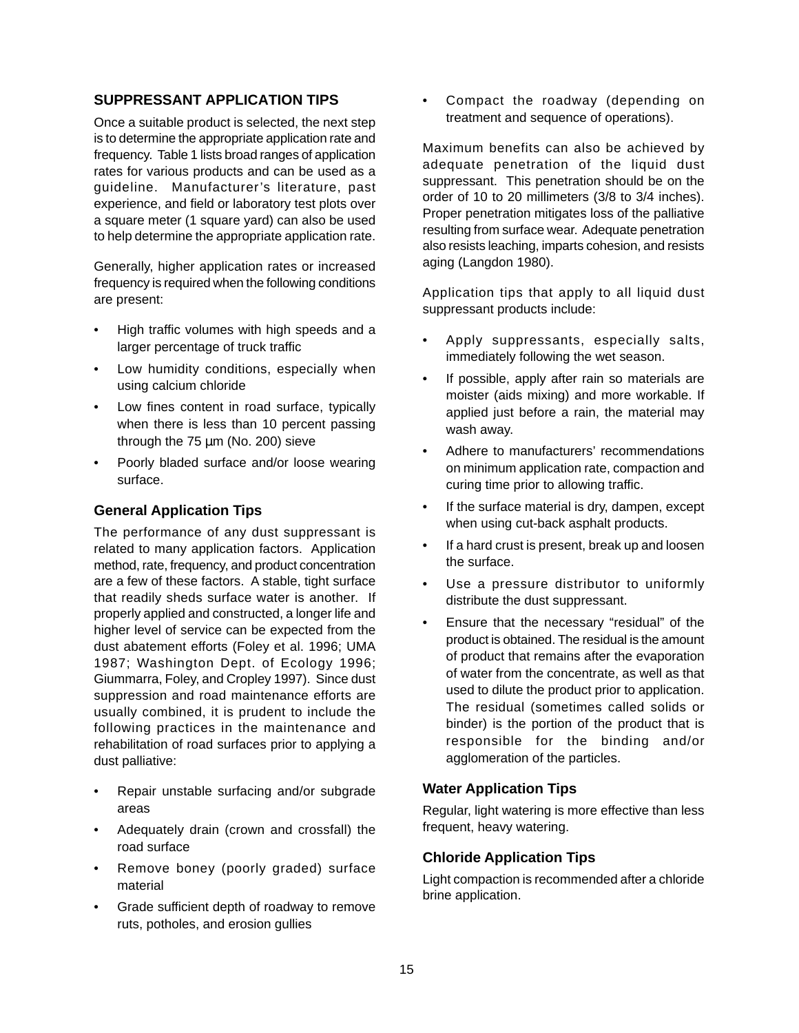## SUPPRESSANT APPLICATION TIPS

Once a suitable product is selected, the next step is to determine the appropriate application rate and frequency. Table 1 lists broad ranges of application rates for various products and can be used as a guideline. Manufacturer's literature, past experience, and field or laboratory test plots over a square meter (1 square yard) can also be used to help determine the appropriate application rate.

Generally, higher application rates or increased frequency is required when the following conditions are present:

- High traffic volumes with high speeds and a larger percentage of truck traffic
- Low humidity conditions, especially when using calcium chloride
- Low fines content in road surface, typically when there is less than 10 percent passing through the 75 µm (No. 200) sieve
- Poorly bladed surface and/or loose wearing surface.

### General Application Tips

The performance of any dust suppressant is related to many application factors. Application method, rate, frequency, and product concentration are a few of these factors. A stable, tight surface that readily sheds surface water is another. If properly applied and constructed, a longer life and higher level of service can be expected from the dust abatement efforts (Foley et al. 1996; UMA 1987; Washington Dept. of Ecology 1996; Giummarra, Foley, and Cropley 1997). Since dust suppression and road maintenance efforts are usually combined, it is prudent to include the following practices in the maintenance and rehabilitation of road surfaces prior to applying a dust palliative:

- Repair unstable surfacing and/or subgrade areas
- Adequately drain (crown and crossfall) the road surface
- Remove boney (poorly graded) surface material
- Grade sufficient depth of roadway to remove ruts, potholes, and erosion gullies
- Compact the roadway (depending on treatment and sequence of operations).

Maximum benefits can also be achieved by adequate penetration of the liquid dust suppressant. This penetration should be on the order of 10 to 20 millimeters (3/8 to 3/4 inches). Proper penetration mitigates loss of the palliative resulting from surface wear. Adequate penetration also resists leaching, imparts cohesion, and resists aging (Langdon 1980).

Application tips that apply to all liquid dust suppressant products include:

- Apply suppressants, especially salts, immediately following the wet season.
- If possible, apply after rain so materials are moister (aids mixing) and more workable. If applied just before a rain, the material may wash away.
- Adhere to manufacturers' recommendations on minimum application rate, compaction and curing time prior to allowing traffic.
- If the surface material is dry, dampen, except when using cut-back asphalt products.
- If a hard crust is present, break up and loosen the surface.
- Use a pressure distributor to uniformly distribute the dust suppressant.
- Ensure that the necessary "residual" of the product is obtained. The residual is the amount of product that remains after the evaporation of water from the concentrate, as well as that used to dilute the product prior to application. The residual (sometimes called solids or binder) is the portion of the product that is responsible for the binding and/or agglomeration of the particles.

### Water Application Tips

Regular, light watering is more effective than less frequent, heavy watering.

### Chloride Application Tips

Light compaction is recommended after a chloride brine application.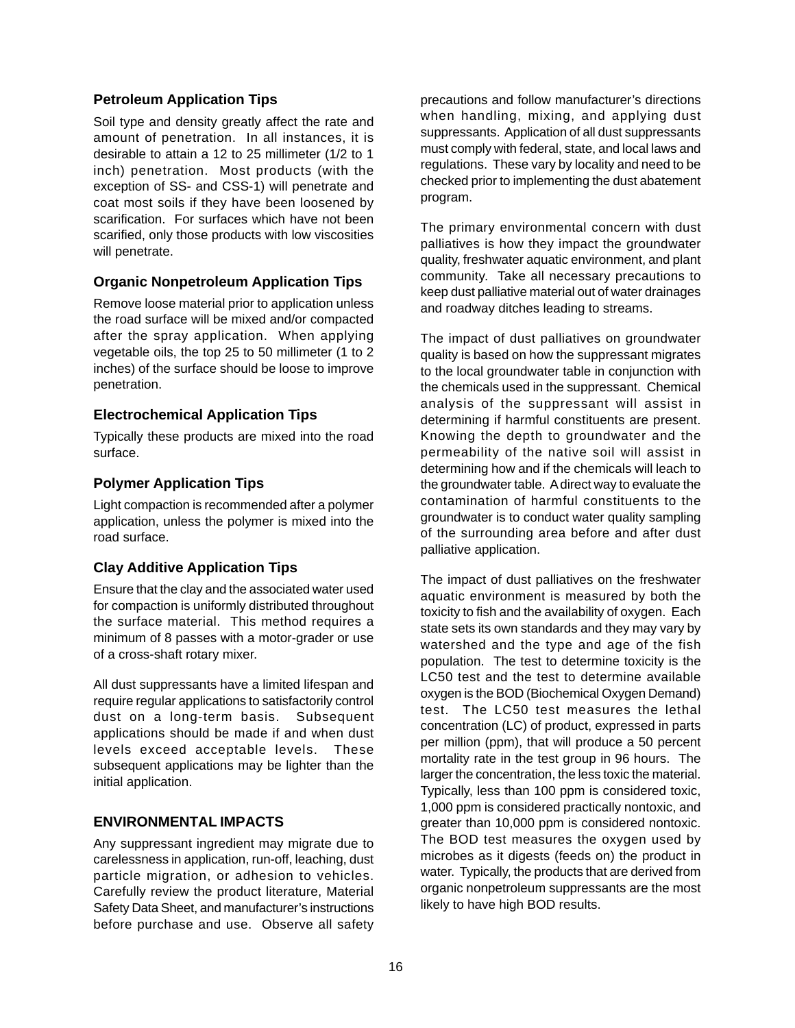### Petroleum Application Tips

Soil type and density greatly affect the rate and amount of penetration. In all instances, it is desirable to attain a 12 to 25 millimeter (1/2 to 1 inch) penetration. Most products (with the exception of SS- and CSS-1) will penetrate and coat most soils if they have been loosened by scarification. For surfaces which have not been scarified, only those products with low viscosities will penetrate.

### Organic Nonpetroleum Application Tips

Remove loose material prior to application unless the road surface will be mixed and/or compacted after the spray application. When applying vegetable oils, the top 25 to 50 millimeter (1 to 2 inches) of the surface should be loose to improve penetration.

### Electrochemical Application Tips

Typically these products are mixed into the road surface.

### Polymer Application Tips

Light compaction is recommended after a polymer application, unless the polymer is mixed into the road surface.

### Clay Additive Application Tips

Ensure that the clay and the associated water used for compaction is uniformly distributed throughout the surface material. This method requires a minimum of 8 passes with a motor-grader or use of a cross-shaft rotary mixer.

All dust suppressants have a limited lifespan and require regular applications to satisfactorily control dust on a long-term basis. Subsequent applications should be made if and when dust levels exceed acceptable levels. These subsequent applications may be lighter than the initial application.

## ENVIRONMENTAL IMPACTS

Any suppressant ingredient may migrate due to carelessness in application, run-off, leaching, dust particle migration, or adhesion to vehicles. Carefully review the product literature, Material Safety Data Sheet, and manufacturer's instructions before purchase and use. Observe all safety precautions and follow manufacturer's directions when handling, mixing, and applying dust suppressants. Application of all dust suppressants must comply with federal, state, and local laws and regulations. These vary by locality and need to be checked prior to implementing the dust abatement program.

The primary environmental concern with dust palliatives is how they impact the groundwater quality, freshwater aquatic environment, and plant community. Take all necessary precautions to keep dust palliative material out of water drainages and roadway ditches leading to streams.

The impact of dust palliatives on groundwater quality is based on how the suppressant migrates to the local groundwater table in conjunction with the chemicals used in the suppressant. Chemical analysis of the suppressant will assist in determining if harmful constituents are present. Knowing the depth to groundwater and the permeability of the native soil will assist in determining how and if the chemicals will leach to the groundwater table. A direct way to evaluate the contamination of harmful constituents to the groundwater is to conduct water quality sampling of the surrounding area before and after dust palliative application.

The impact of dust palliatives on the freshwater aquatic environment is measured by both the toxicity to fish and the availability of oxygen. Each state sets its own standards and they may vary by watershed and the type and age of the fish population. The test to determine toxicity is the LC50 test and the test to determine available oxygen is the BOD (Biochemical Oxygen Demand) test. The LC50 test measures the lethal concentration (LC) of product, expressed in parts per million (ppm), that will produce a 50 percent mortality rate in the test group in 96 hours. The larger the concentration, the less toxic the material. Typically, less than 100 ppm is considered toxic, 1,000 ppm is considered practically nontoxic, and greater than 10,000 ppm is considered nontoxic. The BOD test measures the oxygen used by microbes as it digests (feeds on) the product in water. Typically, the products that are derived from organic nonpetroleum suppressants are the most likely to have high BOD results.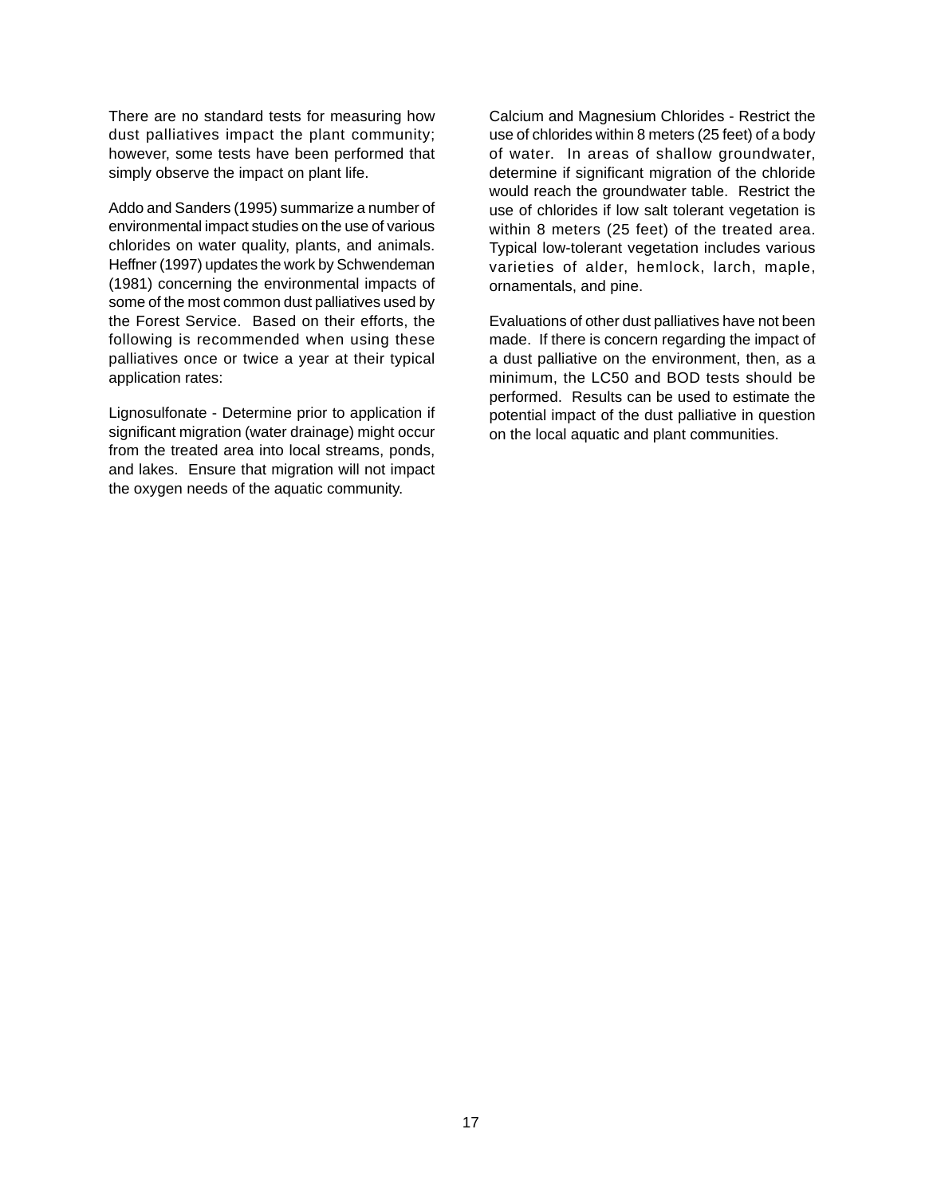There are no standard tests for measuring how dust palliatives impact the plant community; however, some tests have been performed that simply observe the impact on plant life.

Addo and Sanders (1995) summarize a number of environmental impact studies on the use of various chlorides on water quality, plants, and animals. Heffner (1997) updates the work by Schwendeman (1981) concerning the environmental impacts of some of the most common dust palliatives used by the Forest Service. Based on their efforts, the following is recommended when using these palliatives once or twice a year at their typical application rates:

Lignosulfonate - Determine prior to application if significant migration (water drainage) might occur from the treated area into local streams, ponds, and lakes. Ensure that migration will not impact the oxygen needs of the aquatic community.

Calcium and Magnesium Chlorides - Restrict the use of chlorides within 8 meters (25 feet) of a body of water. In areas of shallow groundwater, determine if significant migration of the chloride would reach the groundwater table. Restrict the use of chlorides if low salt tolerant vegetation is within 8 meters (25 feet) of the treated area. Typical low-tolerant vegetation includes various varieties of alder, hemlock, larch, maple, ornamentals, and pine.

Evaluations of other dust palliatives have not been made. If there is concern regarding the impact of a dust palliative on the environment, then, as a minimum, the LC50 and BOD tests should be performed. Results can be used to estimate the potential impact of the dust palliative in question on the local aquatic and plant communities.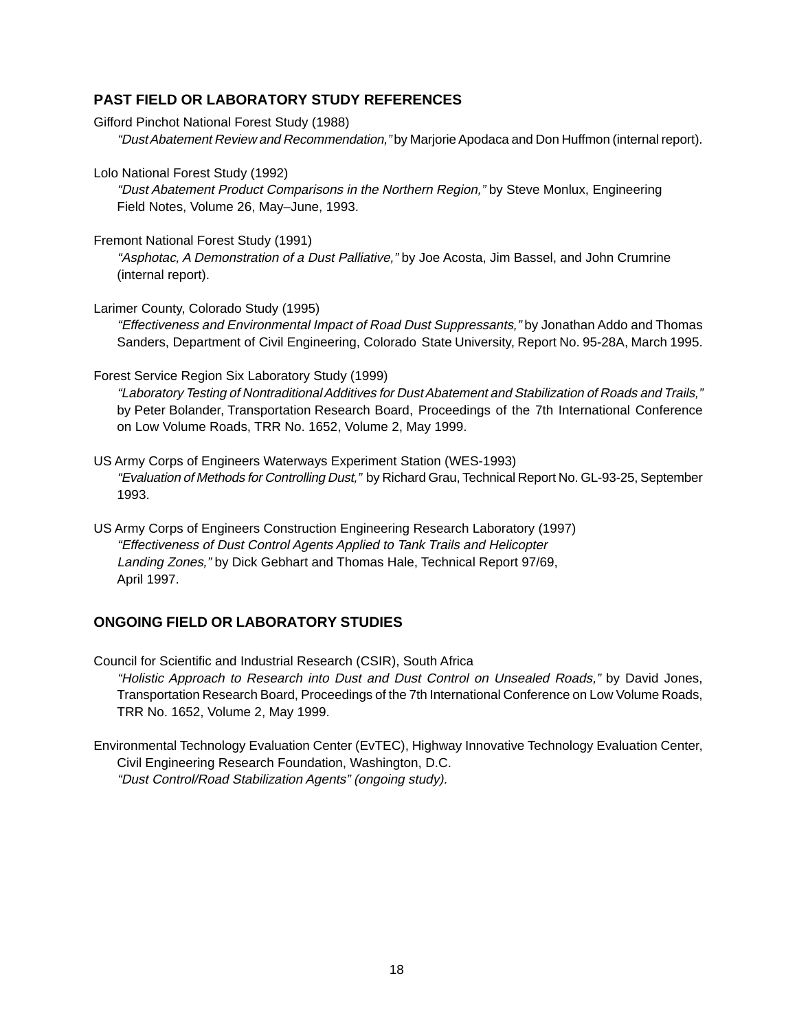## PAST FIELD OR LABORATORY STUDY REFERENCES

Gifford Pinchot National Forest Study (1988)
*"Dust Abatement Review and Recommendation,"* by Marjorie Apodaca and Don Huffmon (internal report).

Lolo National Forest Study (1992)
*"Dust Abatement Product Comparisons in the Northern Region,"* by Steve Monlux, Engineering Field Notes, Volume 26, May–June, 1993.

Fremont National Forest Study (1991)
*"Asphotac, A Demonstration of a Dust Palliative,"* by Joe Acosta, Jim Bassel, and John Crumrine (internal report).

Larimer County, Colorado Study (1995)
*"Effectiveness and Environmental Impact of Road Dust Suppressants,"* by Jonathan Addo and Thomas Sanders, Department of Civil Engineering, Colorado State University, Report No. 95-28A, March 1995.

Forest Service Region Six Laboratory Study (1999)
*"Laboratory Testing of Nontraditional Additives for Dust Abatement and Stabilization of Roads and Trails,"* by Peter Bolander, Transportation Research Board, Proceedings of the 7th International Conference on Low Volume Roads, TRR No. 1652, Volume 2, May 1999.

US Army Corps of Engineers Waterways Experiment Station (WES-1993)
*"Evaluation of Methods for Controlling Dust,"* by Richard Grau, Technical Report No. GL-93-25, September 1993.

US Army Corps of Engineers Construction Engineering Research Laboratory (1997)
*"Effectiveness of Dust Control Agents Applied to Tank Trails and Helicopter Landing Zones,"* by Dick Gebhart and Thomas Hale, Technical Report 97/69, April 1997.

## ONGOING FIELD OR LABORATORY STUDIES

Council for Scientific and Industrial Research (CSIR), South Africa
*"Holistic Approach to Research into Dust and Dust Control on Unsealed Roads,"* by David Jones, Transportation Research Board, Proceedings of the 7th International Conference on Low Volume Roads, TRR No. 1652, Volume 2, May 1999.

Environmental Technology Evaluation Center (EvTEC), Highway Innovative Technology Evaluation Center, Civil Engineering Research Foundation, Washington, D.C.
*"Dust Control/Road Stabilization Agents" (ongoing study).*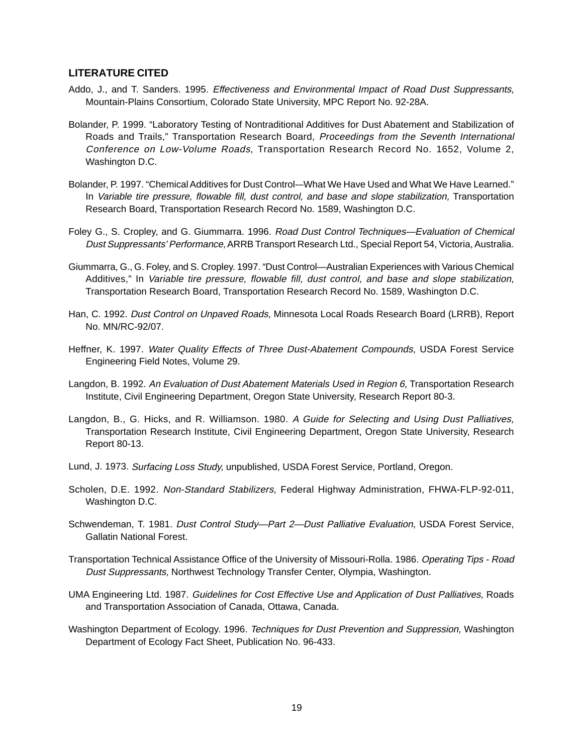## LITERATURE CITED

Addo, J., and T. Sanders. 1995. *Effectiveness and Environmental Impact of Road Dust Suppressants,* Mountain-Plains Consortium, Colorado State University, MPC Report No. 92-28A.

Bolander, P. 1999. "Laboratory Testing of Nontraditional Additives for Dust Abatement and Stabilization of Roads and Trails," Transportation Research Board, *Proceedings from the Seventh International Conference on Low-Volume Roads*, Transportation Research Record No. 1652, Volume 2, Washington D.C.

Bolander, P. 1997. "Chemical Additives for Dust Control-–What We Have Used and What We Have Learned." In *Variable tire pressure, flowable fill, dust control, and base and slope stabilization,* Transportation Research Board, Transportation Research Record No. 1589, Washington D.C.

Foley G., S. Cropley, and G. Giummarra. 1996. *Road Dust Control Techniques—Evaluation of Chemical Dust Suppressants' Performance,* ARRB Transport Research Ltd., Special Report 54, Victoria, Australia.

Giummarra, G., G. Foley, and S. Cropley. 1997. "Dust Control—Australian Experiences with Various Chemical Additives," In *Variable tire pressure, flowable fill, dust control, and base and slope stabilization,* Transportation Research Board, Transportation Research Record No. 1589, Washington D.C.

Han, C. 1992. *Dust Control on Unpaved Roads,* Minnesota Local Roads Research Board (LRRB), Report No. MN/RC-92/07.

Heffner, K. 1997. *Water Quality Effects of Three Dust-Abatement Compounds,* USDA Forest Service Engineering Field Notes, Volume 29.

Langdon, B. 1992. *An Evaluation of Dust Abatement Materials Used in Region 6,* Transportation Research Institute, Civil Engineering Department, Oregon State University, Research Report 80-3.

Langdon, B., G. Hicks, and R. Williamson. 1980. *A Guide for Selecting and Using Dust Palliatives,* Transportation Research Institute, Civil Engineering Department, Oregon State University, Research Report 80-13.

Lund, J. 1973. *Surfacing Loss Study,* unpublished, USDA Forest Service, Portland, Oregon.

Scholen, D.E. 1992. *Non-Standard Stabilizers,* Federal Highway Administration, FHWA-FLP-92-011, Washington D.C.

Schwendeman, T. 1981. *Dust Control Study—Part 2—Dust Palliative Evaluation*, USDA Forest Service, Gallatin National Forest.

Transportation Technical Assistance Office of the University of Missouri-Rolla. 1986. *Operating Tips - Road Dust Suppressants,* Northwest Technology Transfer Center, Olympia, Washington.

UMA Engineering Ltd. 1987. *Guidelines for Cost Effective Use and Application of Dust Palliatives,* Roads and Transportation Association of Canada, Ottawa, Canada.

Washington Department of Ecology. 1996. *Techniques for Dust Prevention and Suppression,* Washington Department of Ecology Fact Sheet, Publication No. 96-433.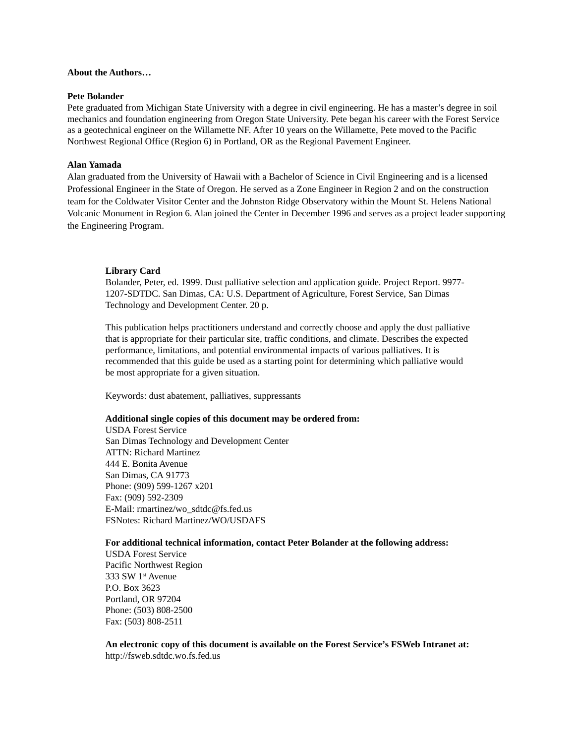**About the Authors…**

**Pete Bolander**

Pete graduated from Michigan State University with a degree in civil engineering. He has a master's degree in soil mechanics and foundation engineering from Oregon State University. Pete began his career with the Forest Service as a geotechnical engineer on the Willamette NF. After 10 years on the Willamette, Pete moved to the Pacific Northwest Regional Office (Region 6) in Portland, OR as the Regional Pavement Engineer.

**Alan Yamada**

Alan graduated from the University of Hawaii with a Bachelor of Science in Civil Engineering and is a licensed Professional Engineer in the State of Oregon. He served as a Zone Engineer in Region 2 and on the construction team for the Coldwater Visitor Center and the Johnston Ridge Observatory within the Mount St. Helens National Volcanic Monument in Region 6. Alan joined the Center in December 1996 and serves as a project leader supporting the Engineering Program.

**Library Card**

Bolander, Peter, ed. 1999. Dust palliative selection and application guide. Project Report. 9977-1207-SDTDC. San Dimas, CA: U.S. Department of Agriculture, Forest Service, San Dimas Technology and Development Center. 20 p.

This publication helps practitioners understand and correctly choose and apply the dust palliative that is appropriate for their particular site, traffic conditions, and climate. Describes the expected performance, limitations, and potential environmental impacts of various palliatives. It is recommended that this guide be used as a starting point for determining which palliative would be most appropriate for a given situation.

Keywords: dust abatement, palliatives, suppressants

**Additional single copies of this document may be ordered from:**

USDA Forest Service
San Dimas Technology and Development Center
ATTN: Richard Martinez
444 E. Bonita Avenue
San Dimas, CA 91773
Phone: (909) 599-1267 x201
Fax: (909) 592-2309
E-Mail: rmartinez/wo_sdtdc@fs.fed.us
FSNotes: Richard Martinez/WO/USDAFS

**For additional technical information, contact Peter Bolander at the following address:**

USDA Forest Service
Pacific Northwest Region
333 SW 1st Avenue
P.O. Box 3623
Portland, OR 97204
Phone: (503) 808-2500
Fax: (503) 808-2511

**An electronic copy of this document is available on the Forest Service's FSWeb Intranet at:**

http://fsweb.sdtdc.wo.fs.fed.us